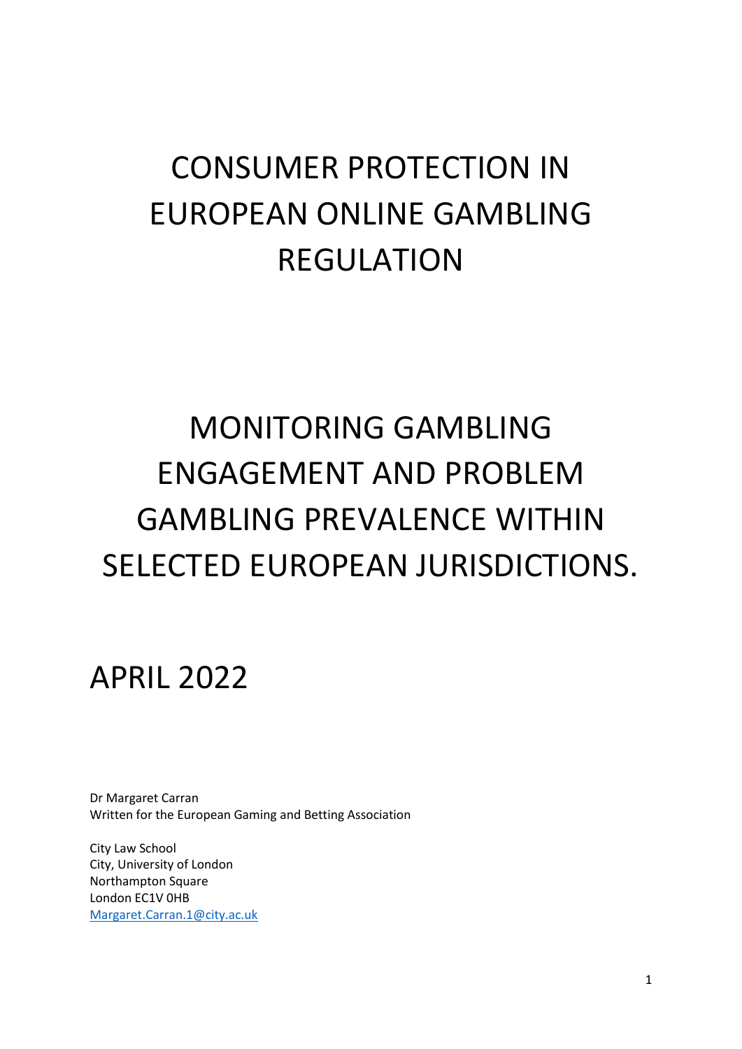# CONSUMER PROTECTION IN EUROPEAN ONLINE GAMBLING REGULATION

# MONITORING GAMBLING ENGAGEMENT AND PROBLEM GAMBLING PREVALENCE WITHIN SELECTED EUROPEAN JURISDICTIONS.

## APRIL 2022

Dr Margaret Carran
Written for the European Gaming and Betting Association

City Law School
City, University of London
Northampton Square
London EC1V 0HB
Margaret.Carran.1@city.ac.uk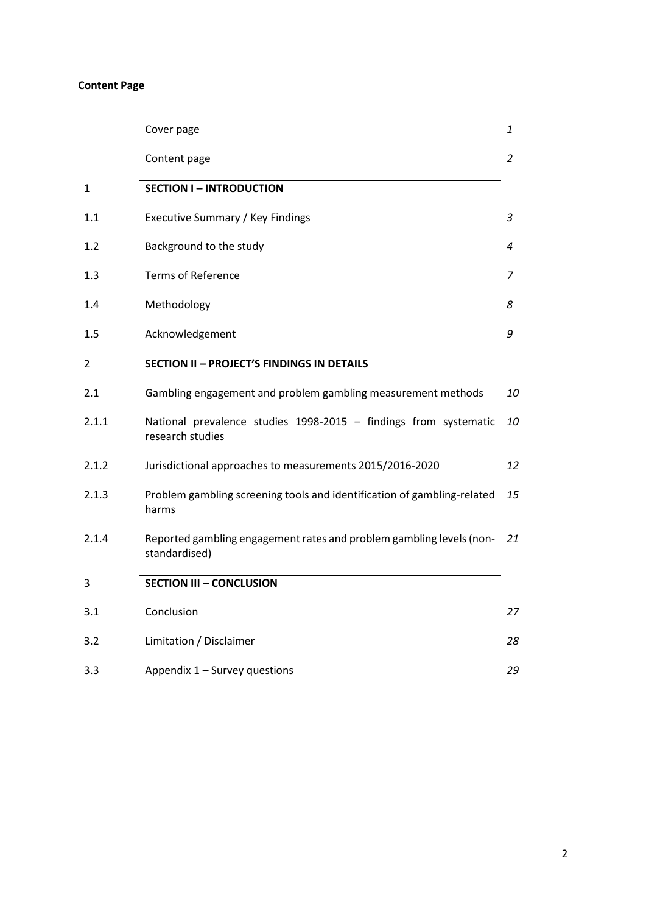**Content Page**

| | | |
|---|---|---|
| | Cover page | *1* |
| | Content page | *2* |
| 1 | **SECTION I – INTRODUCTION** | |
| 1.1 | Executive Summary / Key Findings | *3* |
| 1.2 | Background to the study | *4* |
| 1.3 | Terms of Reference | *7* |
| 1.4 | Methodology | *8* |
| 1.5 | Acknowledgement | *9* |
| 2 | **SECTION II – PROJECT'S FINDINGS IN DETAILS** | |
| 2.1 | Gambling engagement and problem gambling measurement methods | *10* |
| 2.1.1 | National prevalence studies 1998-2015 – findings from systematic research studies | *10* |
| 2.1.2 | Jurisdictional approaches to measurements 2015/2016-2020 | *12* |
| 2.1.3 | Problem gambling screening tools and identification of gambling-related harms | *15* |
| 2.1.4 | Reported gambling engagement rates and problem gambling levels (non-standardised) | *21* |
| 3 | **SECTION III – CONCLUSION** | |
| 3.1 | Conclusion | *27* |
| 3.2 | Limitation / Disclaimer | *28* |
| 3.3 | Appendix 1 – Survey questions | *29* |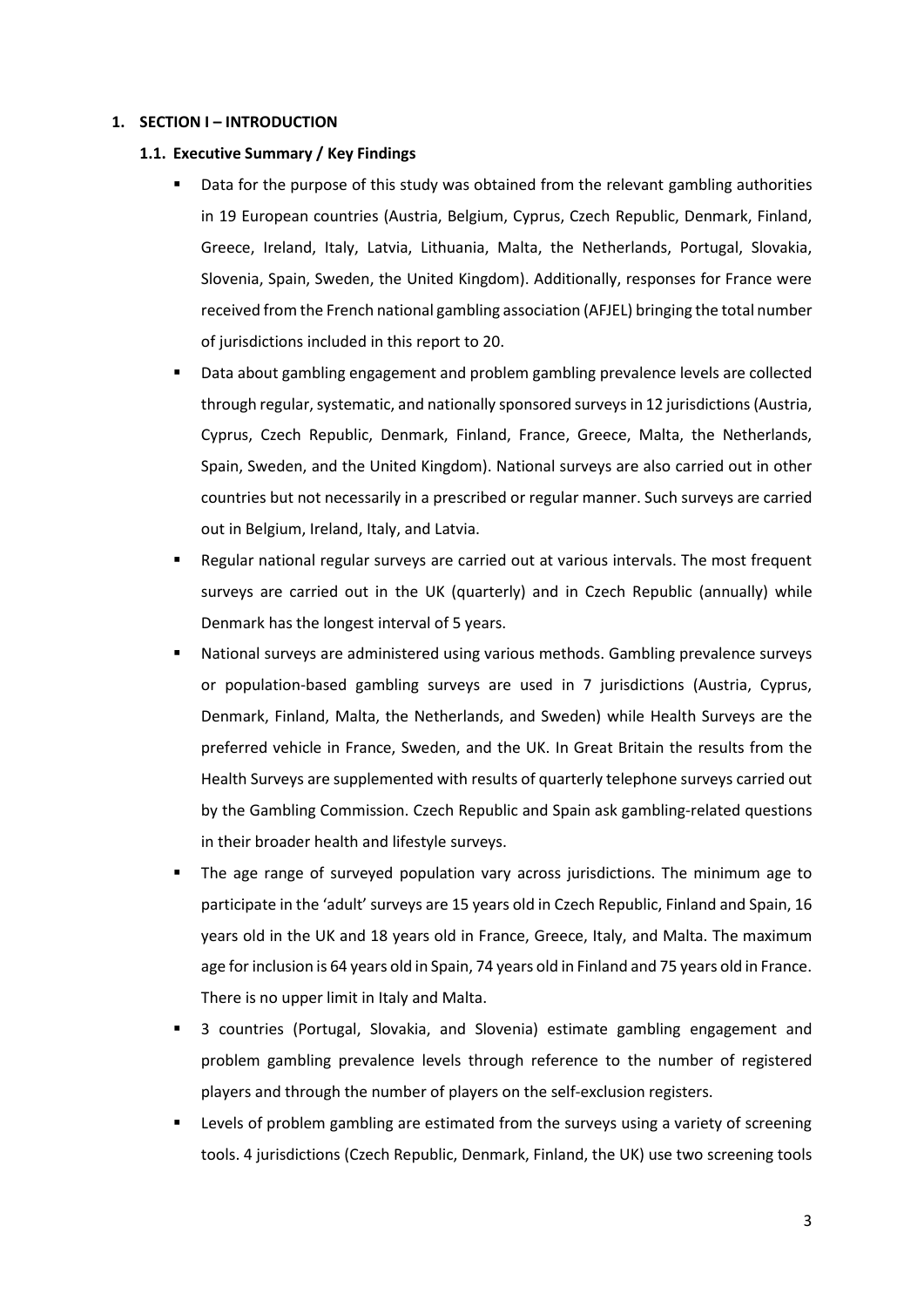# 1. SECTION I – INTRODUCTION

## 1.1. Executive Summary / Key Findings

- Data for the purpose of this study was obtained from the relevant gambling authorities in 19 European countries (Austria, Belgium, Cyprus, Czech Republic, Denmark, Finland, Greece, Ireland, Italy, Latvia, Lithuania, Malta, the Netherlands, Portugal, Slovakia, Slovenia, Spain, Sweden, the United Kingdom). Additionally, responses for France were received from the French national gambling association (AFJEL) bringing the total number of jurisdictions included in this report to 20.
- Data about gambling engagement and problem gambling prevalence levels are collected through regular, systematic, and nationally sponsored surveys in 12 jurisdictions (Austria, Cyprus, Czech Republic, Denmark, Finland, France, Greece, Malta, the Netherlands, Spain, Sweden, and the United Kingdom). National surveys are also carried out in other countries but not necessarily in a prescribed or regular manner. Such surveys are carried out in Belgium, Ireland, Italy, and Latvia.
- Regular national regular surveys are carried out at various intervals. The most frequent surveys are carried out in the UK (quarterly) and in Czech Republic (annually) while Denmark has the longest interval of 5 years.
- National surveys are administered using various methods. Gambling prevalence surveys or population-based gambling surveys are used in 7 jurisdictions (Austria, Cyprus, Denmark, Finland, Malta, the Netherlands, and Sweden) while Health Surveys are the preferred vehicle in France, Sweden, and the UK. In Great Britain the results from the Health Surveys are supplemented with results of quarterly telephone surveys carried out by the Gambling Commission. Czech Republic and Spain ask gambling-related questions in their broader health and lifestyle surveys.
- The age range of surveyed population vary across jurisdictions. The minimum age to participate in the 'adult' surveys are 15 years old in Czech Republic, Finland and Spain, 16 years old in the UK and 18 years old in France, Greece, Italy, and Malta. The maximum age for inclusion is 64 years old in Spain, 74 years old in Finland and 75 years old in France. There is no upper limit in Italy and Malta.
- 3 countries (Portugal, Slovakia, and Slovenia) estimate gambling engagement and problem gambling prevalence levels through reference to the number of registered players and through the number of players on the self-exclusion registers.
- Levels of problem gambling are estimated from the surveys using a variety of screening tools. 4 jurisdictions (Czech Republic, Denmark, Finland, the UK) use two screening tools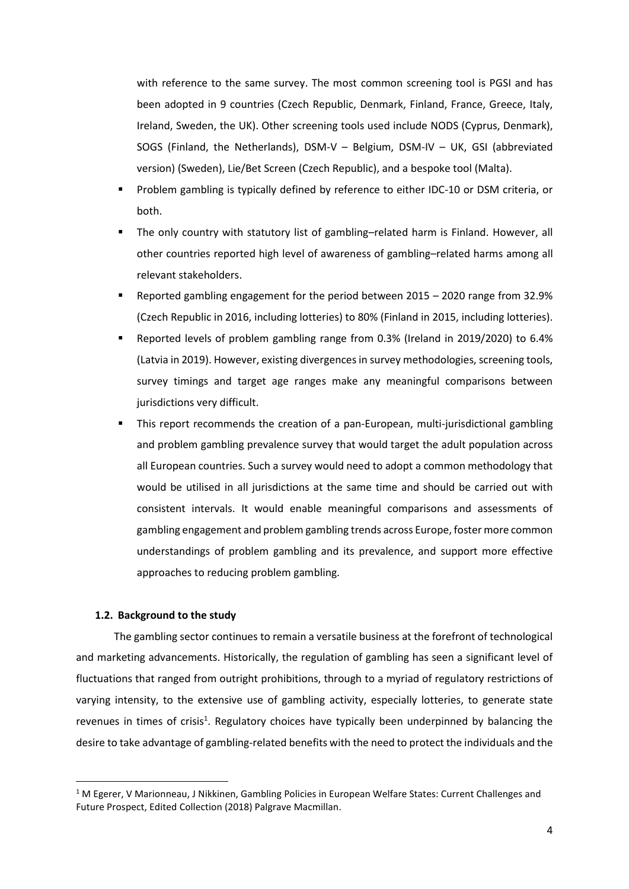with reference to the same survey. The most common screening tool is PGSI and has been adopted in 9 countries (Czech Republic, Denmark, Finland, France, Greece, Italy, Ireland, Sweden, the UK). Other screening tools used include NODS (Cyprus, Denmark), SOGS (Finland, the Netherlands), DSM-V – Belgium, DSM-IV – UK, GSI (abbreviated version) (Sweden), Lie/Bet Screen (Czech Republic), and a bespoke tool (Malta).

- Problem gambling is typically defined by reference to either IDC-10 or DSM criteria, or both.
- The only country with statutory list of gambling–related harm is Finland. However, all other countries reported high level of awareness of gambling–related harms among all relevant stakeholders.
- Reported gambling engagement for the period between 2015 – 2020 range from 32.9% (Czech Republic in 2016, including lotteries) to 80% (Finland in 2015, including lotteries).
- Reported levels of problem gambling range from 0.3% (Ireland in 2019/2020) to 6.4% (Latvia in 2019). However, existing divergences in survey methodologies, screening tools, survey timings and target age ranges make any meaningful comparisons between jurisdictions very difficult.
- This report recommends the creation of a pan-European, multi-jurisdictional gambling and problem gambling prevalence survey that would target the adult population across all European countries. Such a survey would need to adopt a common methodology that would be utilised in all jurisdictions at the same time and should be carried out with consistent intervals. It would enable meaningful comparisons and assessments of gambling engagement and problem gambling trends across Europe, foster more common understandings of problem gambling and its prevalence, and support more effective approaches to reducing problem gambling.

### 1.2. Background to the study

The gambling sector continues to remain a versatile business at the forefront of technological and marketing advancements. Historically, the regulation of gambling has seen a significant level of fluctuations that ranged from outright prohibitions, through to a myriad of regulatory restrictions of varying intensity, to the extensive use of gambling activity, especially lotteries, to generate state revenues in times of crisis[1]. Regulatory choices have typically been underpinned by balancing the desire to take advantage of gambling-related benefits with the need to protect the individuals and the

[1] M Egerer, V Marionneau, J Nikkinen, Gambling Policies in European Welfare States: Current Challenges and Future Prospect, Edited Collection (2018) Palgrave Macmillan.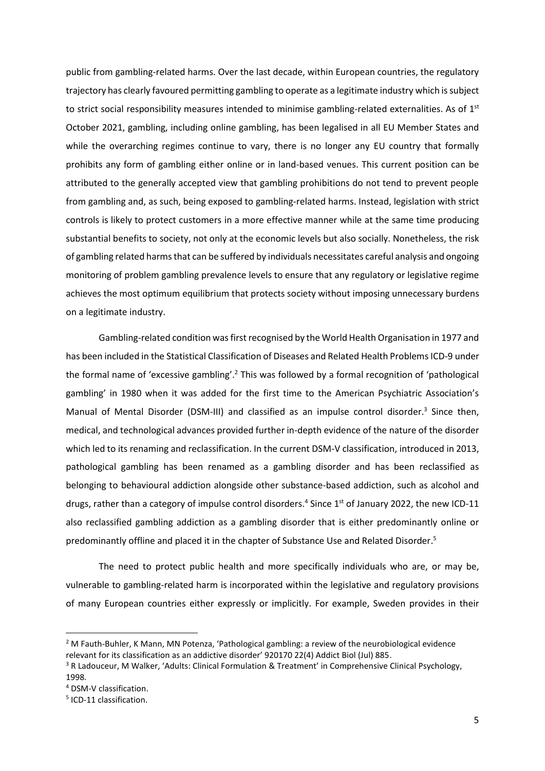public from gambling-related harms. Over the last decade, within European countries, the regulatory trajectory has clearly favoured permitting gambling to operate as a legitimate industry which is subject to strict social responsibility measures intended to minimise gambling-related externalities. As of 1st October 2021, gambling, including online gambling, has been legalised in all EU Member States and while the overarching regimes continue to vary, there is no longer any EU country that formally prohibits any form of gambling either online or in land-based venues. This current position can be attributed to the generally accepted view that gambling prohibitions do not tend to prevent people from gambling and, as such, being exposed to gambling-related harms. Instead, legislation with strict controls is likely to protect customers in a more effective manner while at the same time producing substantial benefits to society, not only at the economic levels but also socially. Nonetheless, the risk of gambling related harms that can be suffered by individuals necessitates careful analysis and ongoing monitoring of problem gambling prevalence levels to ensure that any regulatory or legislative regime achieves the most optimum equilibrium that protects society without imposing unnecessary burdens on a legitimate industry.

Gambling-related condition was first recognised by the World Health Organisation in 1977 and has been included in the Statistical Classification of Diseases and Related Health Problems ICD-9 under the formal name of 'excessive gambling'.[2] This was followed by a formal recognition of 'pathological gambling' in 1980 when it was added for the first time to the American Psychiatric Association's Manual of Mental Disorder (DSM-III) and classified as an impulse control disorder.[3] Since then, medical, and technological advances provided further in-depth evidence of the nature of the disorder which led to its renaming and reclassification. In the current DSM-V classification, introduced in 2013, pathological gambling has been renamed as a gambling disorder and has been reclassified as belonging to behavioural addiction alongside other substance-based addiction, such as alcohol and drugs, rather than a category of impulse control disorders.[4] Since 1st of January 2022, the new ICD-11 also reclassified gambling addiction as a gambling disorder that is either predominantly online or predominantly offline and placed it in the chapter of Substance Use and Related Disorder.[5]

The need to protect public health and more specifically individuals who are, or may be, vulnerable to gambling-related harm is incorporated within the legislative and regulatory provisions of many European countries either expressly or implicitly. For example, Sweden provides in their

---

[2] M Fauth-Buhler, K Mann, MN Potenza, 'Pathological gambling: a review of the neurobiological evidence relevant for its classification as an addictive disorder' 920170 22(4) Addict Biol (Jul) 885.

[3] R Ladouceur, M Walker, 'Adults: Clinical Formulation & Treatment' in Comprehensive Clinical Psychology, 1998.

[4] DSM-V classification.

[5] ICD-11 classification.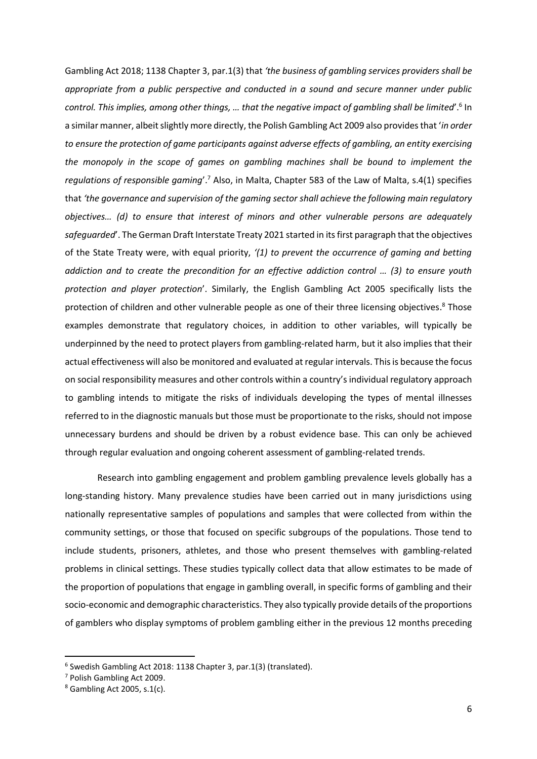Gambling Act 2018; 1138 Chapter 3, par.1(3) that *'the business of gambling services providers shall be appropriate from a public perspective and conducted in a sound and secure manner under public control. This implies, among other things, … that the negative impact of gambling shall be limited*'.[6] In a similar manner, albeit slightly more directly, the Polish Gambling Act 2009 also provides that '*in order to ensure the protection of game participants against adverse effects of gambling, an entity exercising the monopoly in the scope of games on gambling machines shall be bound to implement the regulations of responsible gaming*'.[7] Also, in Malta, Chapter 583 of the Law of Malta, s.4(1) specifies that *'the governance and supervision of the gaming sector shall achieve the following main regulatory objectives… (d) to ensure that interest of minors and other vulnerable persons are adequately safeguarded*'. The German Draft Interstate Treaty 2021 started in its first paragraph that the objectives of the State Treaty were, with equal priority, *'(1) to prevent the occurrence of gaming and betting addiction and to create the precondition for an effective addiction control … (3) to ensure youth protection and player protection*'. Similarly, the English Gambling Act 2005 specifically lists the protection of children and other vulnerable people as one of their three licensing objectives.[8] Those examples demonstrate that regulatory choices, in addition to other variables, will typically be underpinned by the need to protect players from gambling-related harm, but it also implies that their actual effectiveness will also be monitored and evaluated at regular intervals. This is because the focus on social responsibility measures and other controls within a country's individual regulatory approach to gambling intends to mitigate the risks of individuals developing the types of mental illnesses referred to in the diagnostic manuals but those must be proportionate to the risks, should not impose unnecessary burdens and should be driven by a robust evidence base. This can only be achieved through regular evaluation and ongoing coherent assessment of gambling-related trends.

Research into gambling engagement and problem gambling prevalence levels globally has a long-standing history. Many prevalence studies have been carried out in many jurisdictions using nationally representative samples of populations and samples that were collected from within the community settings, or those that focused on specific subgroups of the populations. Those tend to include students, prisoners, athletes, and those who present themselves with gambling-related problems in clinical settings. These studies typically collect data that allow estimates to be made of the proportion of populations that engage in gambling overall, in specific forms of gambling and their socio-economic and demographic characteristics. They also typically provide details of the proportions of gamblers who display symptoms of problem gambling either in the previous 12 months preceding

---

[6] Swedish Gambling Act 2018: 1138 Chapter 3, par.1(3) (translated).

[7] Polish Gambling Act 2009.

[8] Gambling Act 2005, s.1(c).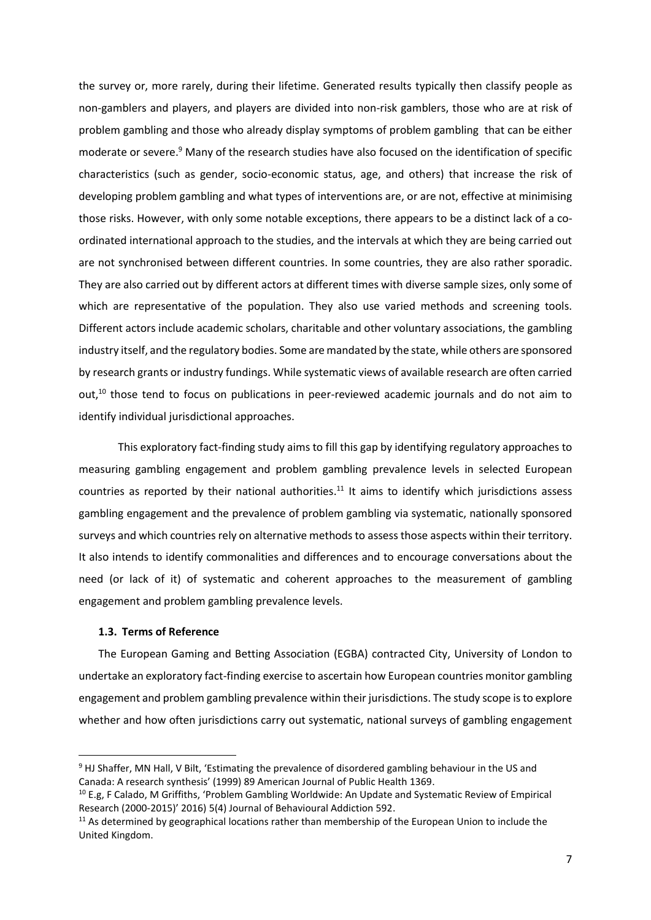the survey or, more rarely, during their lifetime. Generated results typically then classify people as non-gamblers and players, and players are divided into non-risk gamblers, those who are at risk of problem gambling and those who already display symptoms of problem gambling that can be either moderate or severe.[9] Many of the research studies have also focused on the identification of specific characteristics (such as gender, socio-economic status, age, and others) that increase the risk of developing problem gambling and what types of interventions are, or are not, effective at minimising those risks. However, with only some notable exceptions, there appears to be a distinct lack of a co-ordinated international approach to the studies, and the intervals at which they are being carried out are not synchronised between different countries. In some countries, they are also rather sporadic. They are also carried out by different actors at different times with diverse sample sizes, only some of which are representative of the population. They also use varied methods and screening tools. Different actors include academic scholars, charitable and other voluntary associations, the gambling industry itself, and the regulatory bodies. Some are mandated by the state, while others are sponsored by research grants or industry fundings. While systematic views of available research are often carried out,[10] those tend to focus on publications in peer-reviewed academic journals and do not aim to identify individual jurisdictional approaches.

This exploratory fact-finding study aims to fill this gap by identifying regulatory approaches to measuring gambling engagement and problem gambling prevalence levels in selected European countries as reported by their national authorities.[11] It aims to identify which jurisdictions assess gambling engagement and the prevalence of problem gambling via systematic, nationally sponsored surveys and which countries rely on alternative methods to assess those aspects within their territory. It also intends to identify commonalities and differences and to encourage conversations about the need (or lack of it) of systematic and coherent approaches to the measurement of gambling engagement and problem gambling prevalence levels.

### 1.3. Terms of Reference

The European Gaming and Betting Association (EGBA) contracted City, University of London to undertake an exploratory fact-finding exercise to ascertain how European countries monitor gambling engagement and problem gambling prevalence within their jurisdictions. The study scope is to explore whether and how often jurisdictions carry out systematic, national surveys of gambling engagement

---

[9] HJ Shaffer, MN Hall, V Bilt, 'Estimating the prevalence of disordered gambling behaviour in the US and Canada: A research synthesis' (1999) 89 American Journal of Public Health 1369.

[10] E.g, F Calado, M Griffiths, 'Problem Gambling Worldwide: An Update and Systematic Review of Empirical Research (2000-2015)' 2016) 5(4) Journal of Behavioural Addiction 592.

[11] As determined by geographical locations rather than membership of the European Union to include the United Kingdom.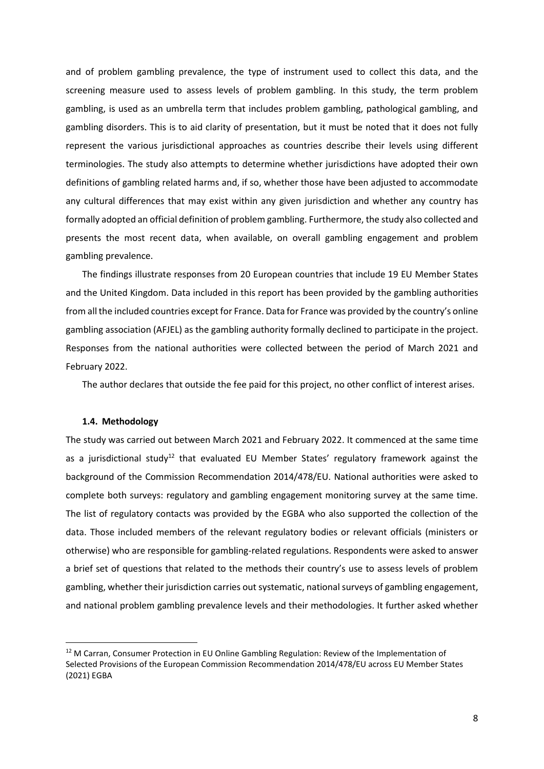and of problem gambling prevalence, the type of instrument used to collect this data, and the screening measure used to assess levels of problem gambling. In this study, the term problem gambling, is used as an umbrella term that includes problem gambling, pathological gambling, and gambling disorders. This is to aid clarity of presentation, but it must be noted that it does not fully represent the various jurisdictional approaches as countries describe their levels using different terminologies. The study also attempts to determine whether jurisdictions have adopted their own definitions of gambling related harms and, if so, whether those have been adjusted to accommodate any cultural differences that may exist within any given jurisdiction and whether any country has formally adopted an official definition of problem gambling. Furthermore, the study also collected and presents the most recent data, when available, on overall gambling engagement and problem gambling prevalence.

The findings illustrate responses from 20 European countries that include 19 EU Member States and the United Kingdom. Data included in this report has been provided by the gambling authorities from all the included countries except for France. Data for France was provided by the country's online gambling association (AFJEL) as the gambling authority formally declined to participate in the project. Responses from the national authorities were collected between the period of March 2021 and February 2022.

The author declares that outside the fee paid for this project, no other conflict of interest arises.

### 1.4. Methodology

The study was carried out between March 2021 and February 2022. It commenced at the same time as a jurisdictional study[12] that evaluated EU Member States' regulatory framework against the background of the Commission Recommendation 2014/478/EU. National authorities were asked to complete both surveys: regulatory and gambling engagement monitoring survey at the same time. The list of regulatory contacts was provided by the EGBA who also supported the collection of the data. Those included members of the relevant regulatory bodies or relevant officials (ministers or otherwise) who are responsible for gambling-related regulations. Respondents were asked to answer a brief set of questions that related to the methods their country's use to assess levels of problem gambling, whether their jurisdiction carries out systematic, national surveys of gambling engagement, and national problem gambling prevalence levels and their methodologies. It further asked whether

[12] M Carran, Consumer Protection in EU Online Gambling Regulation: Review of the Implementation of Selected Provisions of the European Commission Recommendation 2014/478/EU across EU Member States (2021) EGBA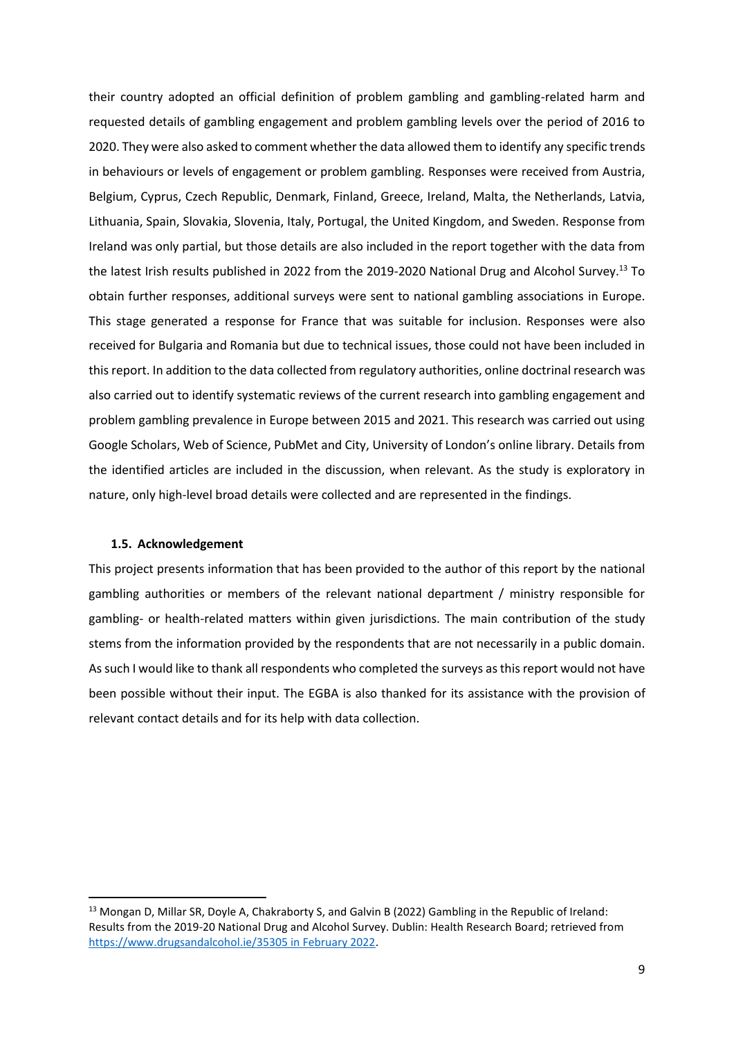their country adopted an official definition of problem gambling and gambling-related harm and requested details of gambling engagement and problem gambling levels over the period of 2016 to 2020. They were also asked to comment whether the data allowed them to identify any specific trends in behaviours or levels of engagement or problem gambling. Responses were received from Austria, Belgium, Cyprus, Czech Republic, Denmark, Finland, Greece, Ireland, Malta, the Netherlands, Latvia, Lithuania, Spain, Slovakia, Slovenia, Italy, Portugal, the United Kingdom, and Sweden. Response from Ireland was only partial, but those details are also included in the report together with the data from the latest Irish results published in 2022 from the 2019-2020 National Drug and Alcohol Survey.[13] To obtain further responses, additional surveys were sent to national gambling associations in Europe. This stage generated a response for France that was suitable for inclusion. Responses were also received for Bulgaria and Romania but due to technical issues, those could not have been included in this report. In addition to the data collected from regulatory authorities, online doctrinal research was also carried out to identify systematic reviews of the current research into gambling engagement and problem gambling prevalence in Europe between 2015 and 2021. This research was carried out using Google Scholars, Web of Science, PubMet and City, University of London's online library. Details from the identified articles are included in the discussion, when relevant. As the study is exploratory in nature, only high-level broad details were collected and are represented in the findings.

### 1.5. Acknowledgement

This project presents information that has been provided to the author of this report by the national gambling authorities or members of the relevant national department / ministry responsible for gambling- or health-related matters within given jurisdictions. The main contribution of the study stems from the information provided by the respondents that are not necessarily in a public domain. As such I would like to thank all respondents who completed the surveys as this report would not have been possible without their input. The EGBA is also thanked for its assistance with the provision of relevant contact details and for its help with data collection.

---

[13] Mongan D, Millar SR, Doyle A, Chakraborty S, and Galvin B (2022) Gambling in the Republic of Ireland: Results from the 2019-20 National Drug and Alcohol Survey. Dublin: Health Research Board; retrieved from https://www.drugsandalcohol.ie/35305 in February 2022.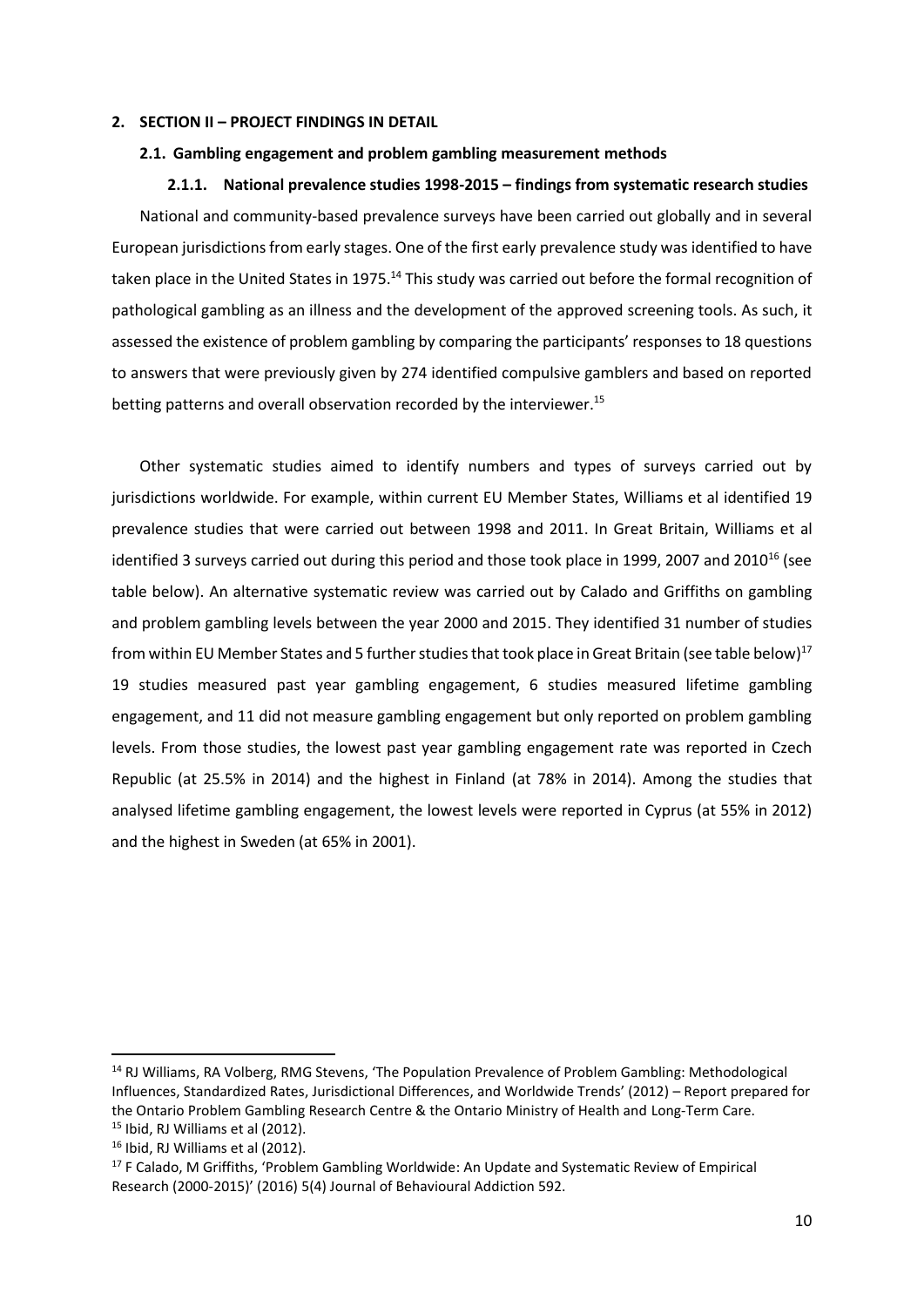## 2. SECTION II – PROJECT FINDINGS IN DETAIL

### 2.1. Gambling engagement and problem gambling measurement methods

#### 2.1.1. National prevalence studies 1998-2015 – findings from systematic research studies

National and community-based prevalence surveys have been carried out globally and in several European jurisdictions from early stages. One of the first early prevalence study was identified to have taken place in the United States in 1975.[14] This study was carried out before the formal recognition of pathological gambling as an illness and the development of the approved screening tools. As such, it assessed the existence of problem gambling by comparing the participants' responses to 18 questions to answers that were previously given by 274 identified compulsive gamblers and based on reported betting patterns and overall observation recorded by the interviewer.[15]

Other systematic studies aimed to identify numbers and types of surveys carried out by jurisdictions worldwide. For example, within current EU Member States, Williams et al identified 19 prevalence studies that were carried out between 1998 and 2011. In Great Britain, Williams et al identified 3 surveys carried out during this period and those took place in 1999, 2007 and 2010[16] (see table below). An alternative systematic review was carried out by Calado and Griffiths on gambling and problem gambling levels between the year 2000 and 2015. They identified 31 number of studies from within EU Member States and 5 further studies that took place in Great Britain (see table below)[17] 19 studies measured past year gambling engagement, 6 studies measured lifetime gambling engagement, and 11 did not measure gambling engagement but only reported on problem gambling levels. From those studies, the lowest past year gambling engagement rate was reported in Czech Republic (at 25.5% in 2014) and the highest in Finland (at 78% in 2014). Among the studies that analysed lifetime gambling engagement, the lowest levels were reported in Cyprus (at 55% in 2012) and the highest in Sweden (at 65% in 2001).

---

[14] RJ Williams, RA Volberg, RMG Stevens, 'The Population Prevalence of Problem Gambling: Methodological Influences, Standardized Rates, Jurisdictional Differences, and Worldwide Trends' (2012) – Report prepared for the Ontario Problem Gambling Research Centre & the Ontario Ministry of Health and Long-Term Care.

[15] Ibid, RJ Williams et al (2012).

[16] Ibid, RJ Williams et al (2012).

[17] F Calado, M Griffiths, 'Problem Gambling Worldwide: An Update and Systematic Review of Empirical Research (2000-2015)' (2016) 5(4) Journal of Behavioural Addiction 592.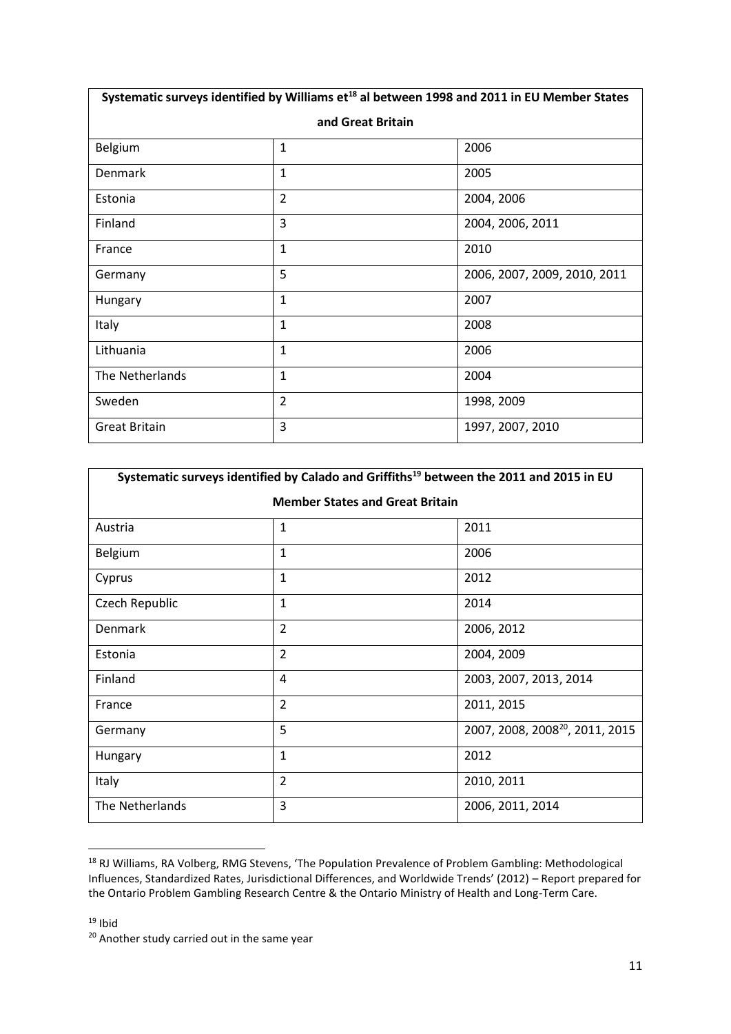| Systematic surveys identified by Williams et[18] al between 1998 and 2011 in EU Member States and Great Britain | | |
|---|---|---|
| Belgium | 1 | 2006 |
| Denmark | 1 | 2005 |
| Estonia | 2 | 2004, 2006 |
| Finland | 3 | 2004, 2006, 2011 |
| France | 1 | 2010 |
| Germany | 5 | 2006, 2007, 2009, 2010, 2011 |
| Hungary | 1 | 2007 |
| Italy | 1 | 2008 |
| Lithuania | 1 | 2006 |
| The Netherlands | 1 | 2004 |
| Sweden | 2 | 1998, 2009 |
| Great Britain | 3 | 1997, 2007, 2010 |

| Systematic surveys identified by Calado and Griffiths[19] between the 2011 and 2015 in EU Member States and Great Britain | | |
|---|---|---|
| Austria | 1 | 2011 |
| Belgium | 1 | 2006 |
| Cyprus | 1 | 2012 |
| Czech Republic | 1 | 2014 |
| Denmark | 2 | 2006, 2012 |
| Estonia | 2 | 2004, 2009 |
| Finland | 4 | 2003, 2007, 2013, 2014 |
| France | 2 | 2011, 2015 |
| Germany | 5 | 2007, 2008, 2008[20], 2011, 2015 |
| Hungary | 1 | 2012 |
| Italy | 2 | 2010, 2011 |
| The Netherlands | 3 | 2006, 2011, 2014 |

[18] RJ Williams, RA Volberg, RMG Stevens, 'The Population Prevalence of Problem Gambling: Methodological Influences, Standardized Rates, Jurisdictional Differences, and Worldwide Trends' (2012) – Report prepared for the Ontario Problem Gambling Research Centre & the Ontario Ministry of Health and Long-Term Care.

[19] Ibid

[20] Another study carried out in the same year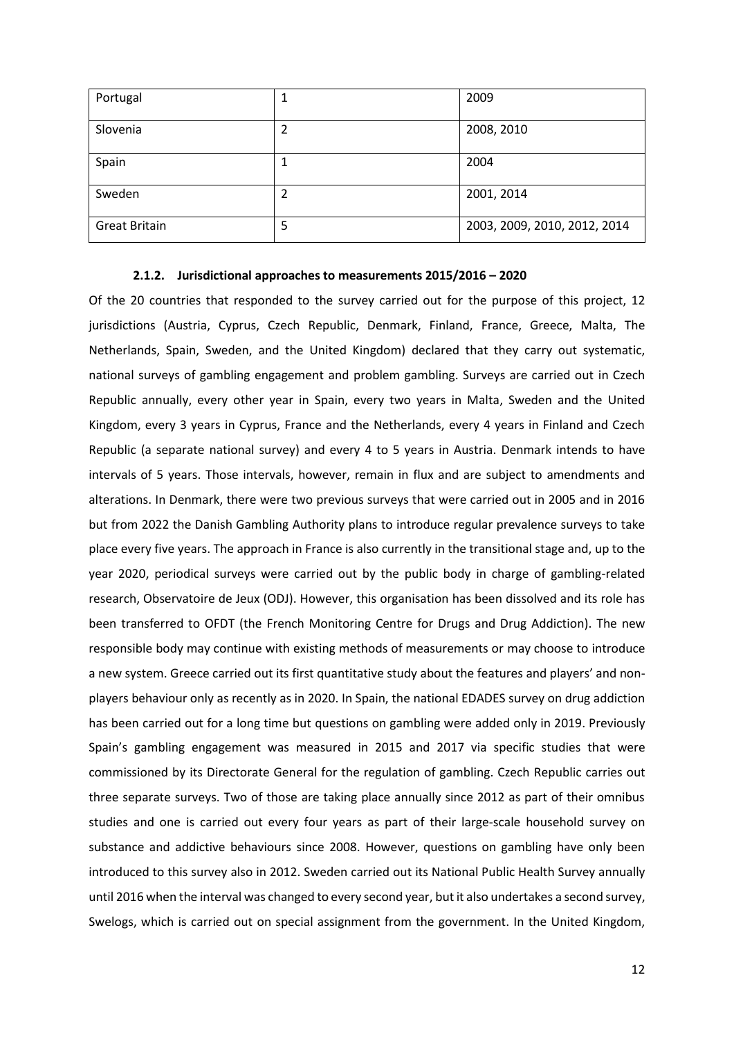| Portugal | 1 | 2009 |
|---|---|---|
| Slovenia | 2 | 2008, 2010 |
| Spain | 1 | 2004 |
| Sweden | 2 | 2001, 2014 |
| Great Britain | 5 | 2003, 2009, 2010, 2012, 2014 |

#### 2.1.2. Jurisdictional approaches to measurements 2015/2016 – 2020

Of the 20 countries that responded to the survey carried out for the purpose of this project, 12 jurisdictions (Austria, Cyprus, Czech Republic, Denmark, Finland, France, Greece, Malta, The Netherlands, Spain, Sweden, and the United Kingdom) declared that they carry out systematic, national surveys of gambling engagement and problem gambling. Surveys are carried out in Czech Republic annually, every other year in Spain, every two years in Malta, Sweden and the United Kingdom, every 3 years in Cyprus, France and the Netherlands, every 4 years in Finland and Czech Republic (a separate national survey) and every 4 to 5 years in Austria. Denmark intends to have intervals of 5 years. Those intervals, however, remain in flux and are subject to amendments and alterations. In Denmark, there were two previous surveys that were carried out in 2005 and in 2016 but from 2022 the Danish Gambling Authority plans to introduce regular prevalence surveys to take place every five years. The approach in France is also currently in the transitional stage and, up to the year 2020, periodical surveys were carried out by the public body in charge of gambling-related research, Observatoire de Jeux (ODJ). However, this organisation has been dissolved and its role has been transferred to OFDT (the French Monitoring Centre for Drugs and Drug Addiction). The new responsible body may continue with existing methods of measurements or may choose to introduce a new system. Greece carried out its first quantitative study about the features and players' and non-players behaviour only as recently as in 2020. In Spain, the national EDADES survey on drug addiction has been carried out for a long time but questions on gambling were added only in 2019. Previously Spain's gambling engagement was measured in 2015 and 2017 via specific studies that were commissioned by its Directorate General for the regulation of gambling. Czech Republic carries out three separate surveys. Two of those are taking place annually since 2012 as part of their omnibus studies and one is carried out every four years as part of their large-scale household survey on substance and addictive behaviours since 2008. However, questions on gambling have only been introduced to this survey also in 2012. Sweden carried out its National Public Health Survey annually until 2016 when the interval was changed to every second year, but it also undertakes a second survey, Swelogs, which is carried out on special assignment from the government. In the United Kingdom,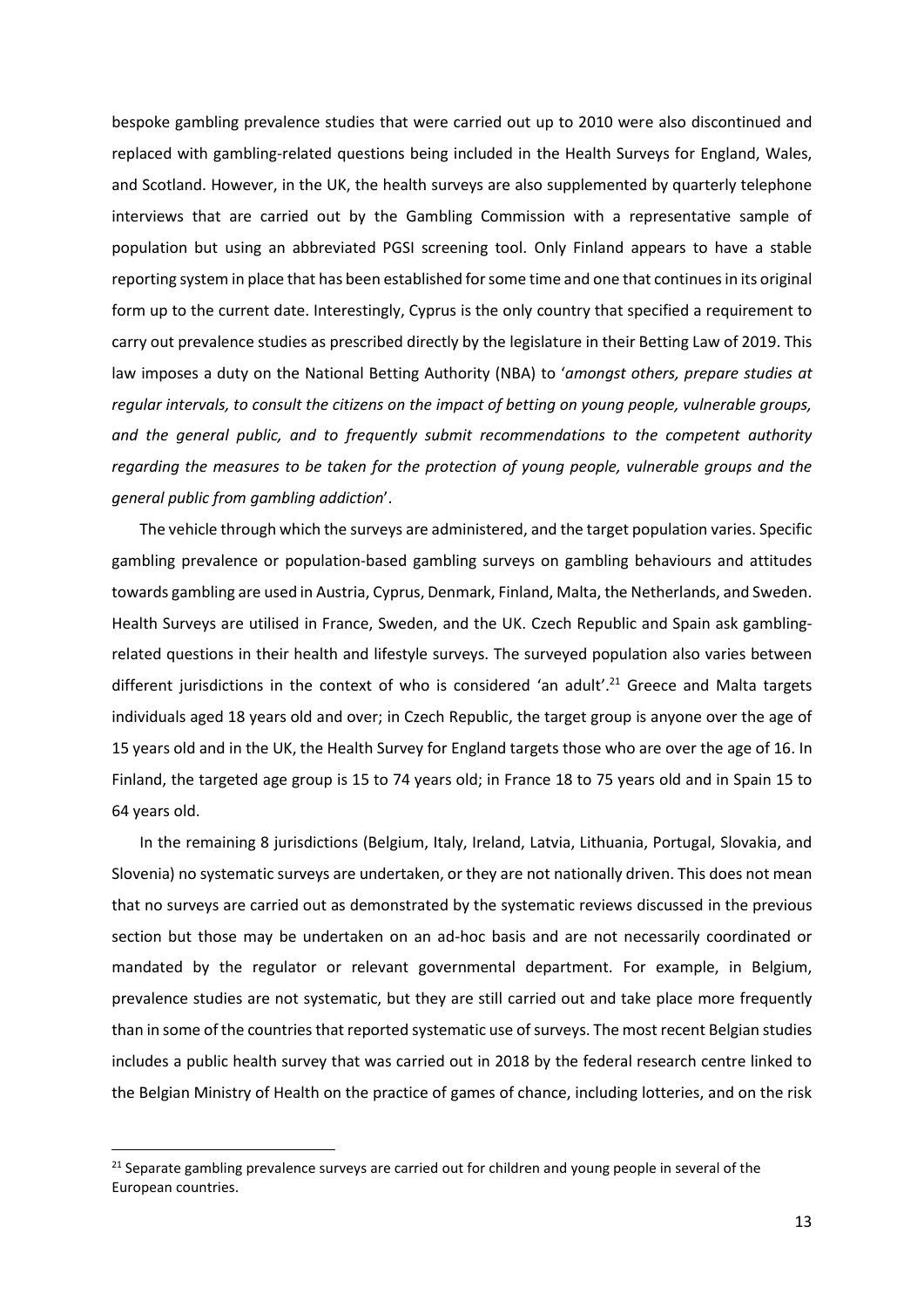bespoke gambling prevalence studies that were carried out up to 2010 were also discontinued and replaced with gambling-related questions being included in the Health Surveys for England, Wales, and Scotland. However, in the UK, the health surveys are also supplemented by quarterly telephone interviews that are carried out by the Gambling Commission with a representative sample of population but using an abbreviated PGSI screening tool. Only Finland appears to have a stable reporting system in place that has been established for some time and one that continues in its original form up to the current date. Interestingly, Cyprus is the only country that specified a requirement to carry out prevalence studies as prescribed directly by the legislature in their Betting Law of 2019. This law imposes a duty on the National Betting Authority (NBA) to '*amongst others, prepare studies at regular intervals, to consult the citizens on the impact of betting on young people, vulnerable groups, and the general public, and to frequently submit recommendations to the competent authority regarding the measures to be taken for the protection of young people, vulnerable groups and the general public from gambling addiction*'.

The vehicle through which the surveys are administered, and the target population varies. Specific gambling prevalence or population-based gambling surveys on gambling behaviours and attitudes towards gambling are used in Austria, Cyprus, Denmark, Finland, Malta, the Netherlands, and Sweden. Health Surveys are utilised in France, Sweden, and the UK. Czech Republic and Spain ask gambling-related questions in their health and lifestyle surveys. The surveyed population also varies between different jurisdictions in the context of who is considered 'an adult'.[21] Greece and Malta targets individuals aged 18 years old and over; in Czech Republic, the target group is anyone over the age of 15 years old and in the UK, the Health Survey for England targets those who are over the age of 16. In Finland, the targeted age group is 15 to 74 years old; in France 18 to 75 years old and in Spain 15 to 64 years old.

In the remaining 8 jurisdictions (Belgium, Italy, Ireland, Latvia, Lithuania, Portugal, Slovakia, and Slovenia) no systematic surveys are undertaken, or they are not nationally driven. This does not mean that no surveys are carried out as demonstrated by the systematic reviews discussed in the previous section but those may be undertaken on an ad-hoc basis and are not necessarily coordinated or mandated by the regulator or relevant governmental department. For example, in Belgium, prevalence studies are not systematic, but they are still carried out and take place more frequently than in some of the countries that reported systematic use of surveys. The most recent Belgian studies includes a public health survey that was carried out in 2018 by the federal research centre linked to the Belgian Ministry of Health on the practice of games of chance, including lotteries, and on the risk

[21] Separate gambling prevalence surveys are carried out for children and young people in several of the European countries.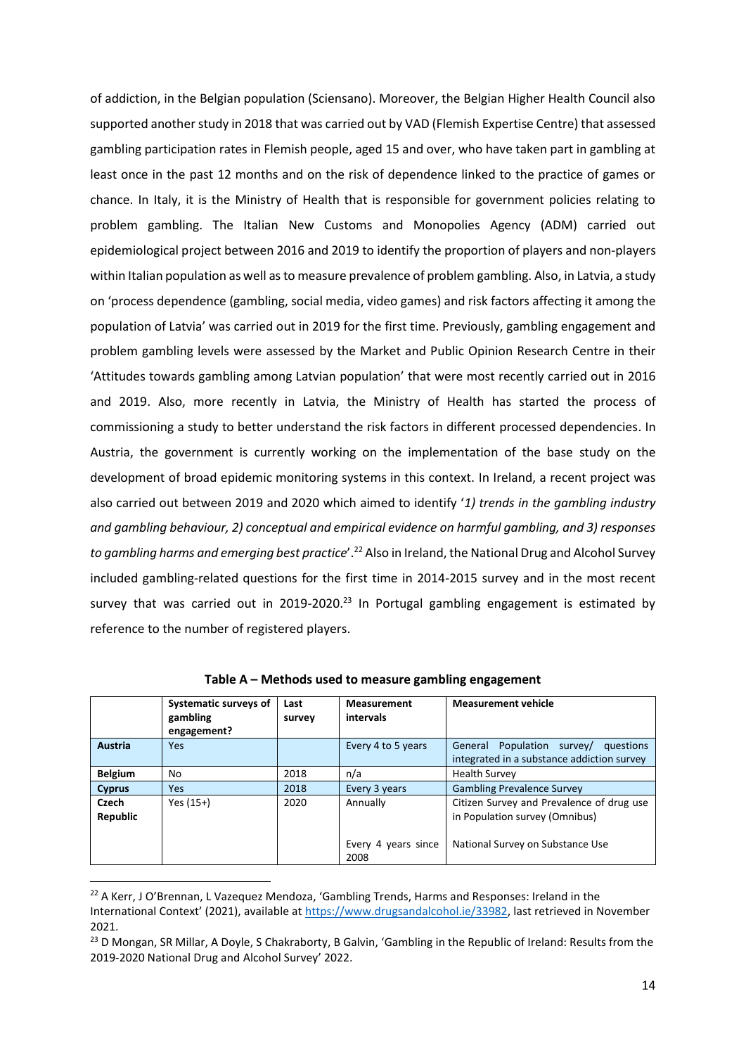of addiction, in the Belgian population (Sciensano). Moreover, the Belgian Higher Health Council also supported another study in 2018 that was carried out by VAD (Flemish Expertise Centre) that assessed gambling participation rates in Flemish people, aged 15 and over, who have taken part in gambling at least once in the past 12 months and on the risk of dependence linked to the practice of games or chance. In Italy, it is the Ministry of Health that is responsible for government policies relating to problem gambling. The Italian New Customs and Monopolies Agency (ADM) carried out epidemiological project between 2016 and 2019 to identify the proportion of players and non-players within Italian population as well as to measure prevalence of problem gambling. Also, in Latvia, a study on 'process dependence (gambling, social media, video games) and risk factors affecting it among the population of Latvia' was carried out in 2019 for the first time. Previously, gambling engagement and problem gambling levels were assessed by the Market and Public Opinion Research Centre in their 'Attitudes towards gambling among Latvian population' that were most recently carried out in 2016 and 2019. Also, more recently in Latvia, the Ministry of Health has started the process of commissioning a study to better understand the risk factors in different processed dependencies. In Austria, the government is currently working on the implementation of the base study on the development of broad epidemic monitoring systems in this context. In Ireland, a recent project was also carried out between 2019 and 2020 which aimed to identify '*1) trends in the gambling industry and gambling behaviour, 2) conceptual and empirical evidence on harmful gambling, and 3) responses to gambling harms and emerging best practice*'.[22] Also in Ireland, the National Drug and Alcohol Survey included gambling-related questions for the first time in 2014-2015 survey and in the most recent survey that was carried out in 2019-2020.[23] In Portugal gambling engagement is estimated by reference to the number of registered players.

**Table A – Methods used to measure gambling engagement**

| | Systematic surveys of gambling engagement? | Last survey | Measurement intervals | Measurement vehicle |
|---|---|---|---|---|
| **Austria** | Yes | | Every 4 to 5 years | General Population survey/ questions integrated in a substance addiction survey |
| **Belgium** | No | 2018 | n/a | Health Survey |
| **Cyprus** | Yes | 2018 | Every 3 years | Gambling Prevalence Survey |
| **Czech Republic** | Yes (15+) | 2020 | Annually<br><br>Every 4 years since 2008 | Citizen Survey and Prevalence of drug use in Population survey (Omnibus)<br><br>National Survey on Substance Use |

[22] A Kerr, J O'Brennan, L Vazequez Mendoza, 'Gambling Trends, Harms and Responses: Ireland in the International Context' (2021), available at https://www.drugsandalcohol.ie/33982, last retrieved in November 2021.

[23] D Mongan, SR Millar, A Doyle, S Chakraborty, B Galvin, 'Gambling in the Republic of Ireland: Results from the 2019-2020 National Drug and Alcohol Survey' 2022.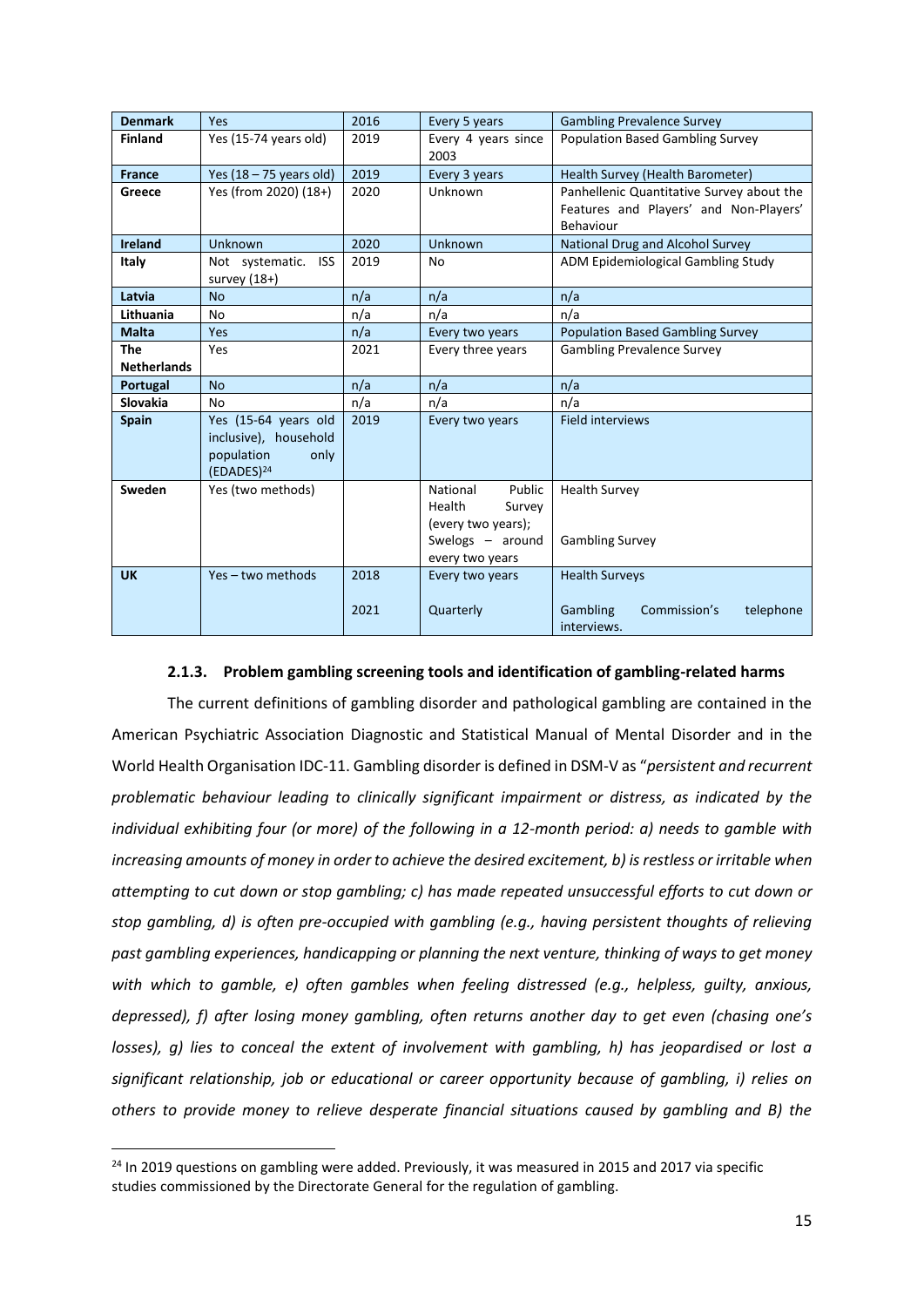| **Denmark** | Yes | 2016 | Every 5 years | Gambling Prevalence Survey |
|---|---|---|---|---|
| **Finland** | Yes (15-74 years old) | 2019 | Every 4 years since 2003 | Population Based Gambling Survey |
| **France** | Yes (18 – 75 years old) | 2019 | Every 3 years | Health Survey (Health Barometer) |
| **Greece** | Yes (from 2020) (18+) | 2020 | Unknown | Panhellenic Quantitative Survey about the Features and Players' and Non-Players' Behaviour |
| **Ireland** | Unknown | 2020 | Unknown | National Drug and Alcohol Survey |
| **Italy** | Not systematic. ISS survey (18+) | 2019 | No | ADM Epidemiological Gambling Study |
| **Latvia** | No | n/a | n/a | n/a |
| **Lithuania** | No | n/a | n/a | n/a |
| **Malta** | Yes | n/a | Every two years | Population Based Gambling Survey |
| **The Netherlands** | Yes | 2021 | Every three years | Gambling Prevalence Survey |
| **Portugal** | No | n/a | n/a | n/a |
| **Slovakia** | No | n/a | n/a | n/a |
| **Spain** | Yes (15-64 years old inclusive), household population only (EDADES)[24] | 2019 | Every two years | Field interviews |
| **Sweden** | Yes (two methods) | | National Public Health Survey (every two years); Swelogs – around every two years | Health Survey<br><br>Gambling Survey |
| **UK** | Yes – two methods | 2018<br><br>2021 | Every two years<br><br>Quarterly | Health Surveys<br><br>Gambling Commission's telephone interviews. |

#### 2.1.3. Problem gambling screening tools and identification of gambling-related harms

The current definitions of gambling disorder and pathological gambling are contained in the American Psychiatric Association Diagnostic and Statistical Manual of Mental Disorder and in the World Health Organisation IDC-11. Gambling disorder is defined in DSM-V as "*persistent and recurrent problematic behaviour leading to clinically significant impairment or distress, as indicated by the individual exhibiting four (or more) of the following in a 12-month period: a) needs to gamble with increasing amounts of money in order to achieve the desired excitement, b) is restless or irritable when attempting to cut down or stop gambling; c) has made repeated unsuccessful efforts to cut down or stop gambling, d) is often pre-occupied with gambling (e.g., having persistent thoughts of relieving past gambling experiences, handicapping or planning the next venture, thinking of ways to get money with which to gamble, e) often gambles when feeling distressed (e.g., helpless, guilty, anxious, depressed), f) after losing money gambling, often returns another day to get even (chasing one's losses), g) lies to conceal the extent of involvement with gambling, h) has jeopardised or lost a significant relationship, job or educational or career opportunity because of gambling, i) relies on others to provide money to relieve desperate financial situations caused by gambling and B) the*

[24] In 2019 questions on gambling were added. Previously, it was measured in 2015 and 2017 via specific studies commissioned by the Directorate General for the regulation of gambling.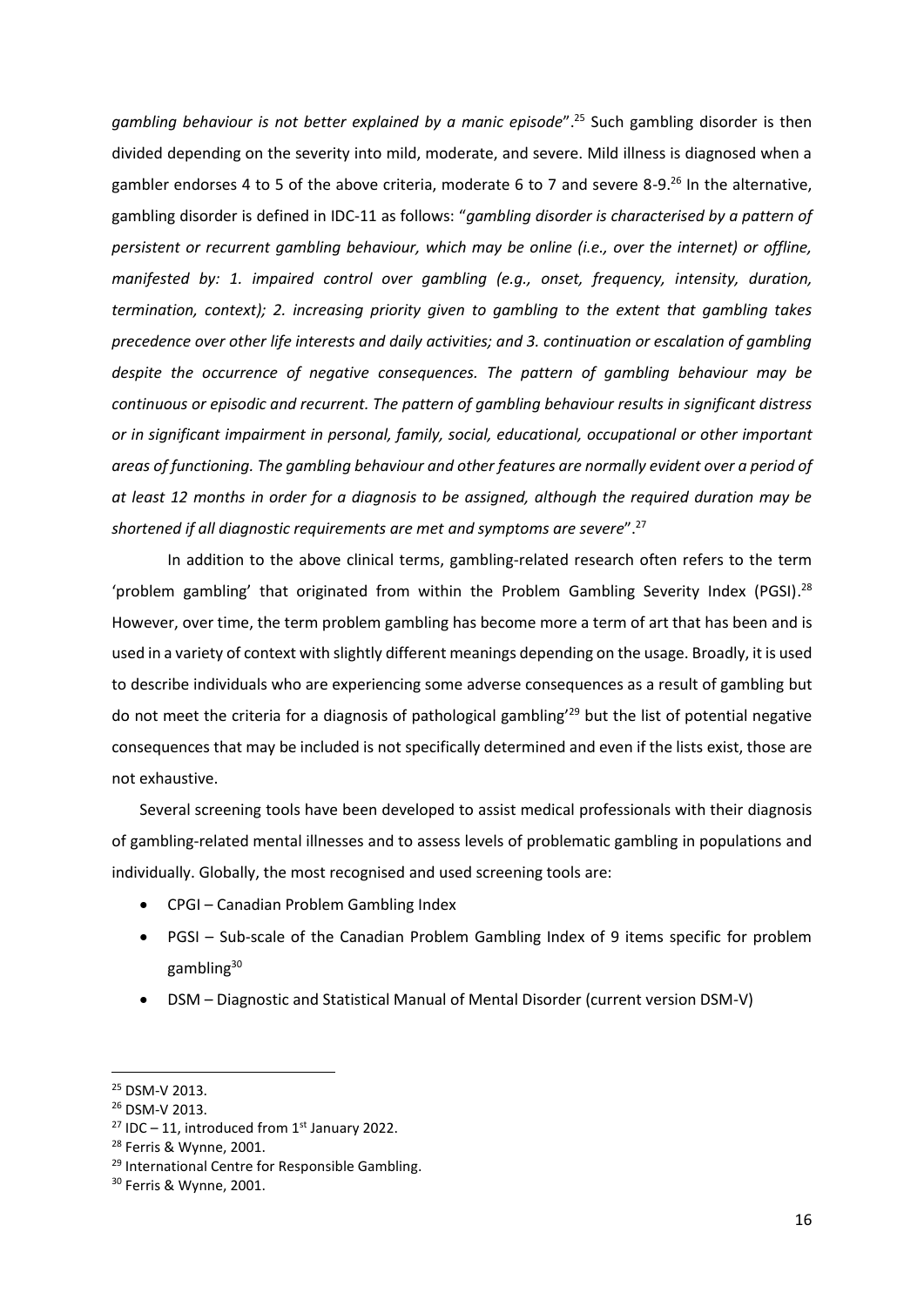*gambling behaviour is not better explained by a manic episode*".[25] Such gambling disorder is then divided depending on the severity into mild, moderate, and severe. Mild illness is diagnosed when a gambler endorses 4 to 5 of the above criteria, moderate 6 to 7 and severe 8-9.[26] In the alternative, gambling disorder is defined in IDC-11 as follows: "*gambling disorder is characterised by a pattern of persistent or recurrent gambling behaviour, which may be online (i.e., over the internet) or offline, manifested by: 1. impaired control over gambling (e.g., onset, frequency, intensity, duration, termination, context); 2. increasing priority given to gambling to the extent that gambling takes precedence over other life interests and daily activities; and 3. continuation or escalation of gambling despite the occurrence of negative consequences. The pattern of gambling behaviour may be continuous or episodic and recurrent. The pattern of gambling behaviour results in significant distress or in significant impairment in personal, family, social, educational, occupational or other important areas of functioning. The gambling behaviour and other features are normally evident over a period of at least 12 months in order for a diagnosis to be assigned, although the required duration may be shortened if all diagnostic requirements are met and symptoms are severe*".[27]

In addition to the above clinical terms, gambling-related research often refers to the term 'problem gambling' that originated from within the Problem Gambling Severity Index (PGSI).[28] However, over time, the term problem gambling has become more a term of art that has been and is used in a variety of context with slightly different meanings depending on the usage. Broadly, it is used to describe individuals who are experiencing some adverse consequences as a result of gambling but do not meet the criteria for a diagnosis of pathological gambling'[29] but the list of potential negative consequences that may be included is not specifically determined and even if the lists exist, those are not exhaustive.

Several screening tools have been developed to assist medical professionals with their diagnosis of gambling-related mental illnesses and to assess levels of problematic gambling in populations and individually. Globally, the most recognised and used screening tools are:

- CPGI – Canadian Problem Gambling Index
- PGSI – Sub-scale of the Canadian Problem Gambling Index of 9 items specific for problem gambling[30]
- DSM – Diagnostic and Statistical Manual of Mental Disorder (current version DSM-V)

---

[25] DSM-V 2013.
[26] DSM-V 2013.
[27] IDC – 11, introduced from 1st January 2022.
[28] Ferris & Wynne, 2001.
[29] International Centre for Responsible Gambling.
[30] Ferris & Wynne, 2001.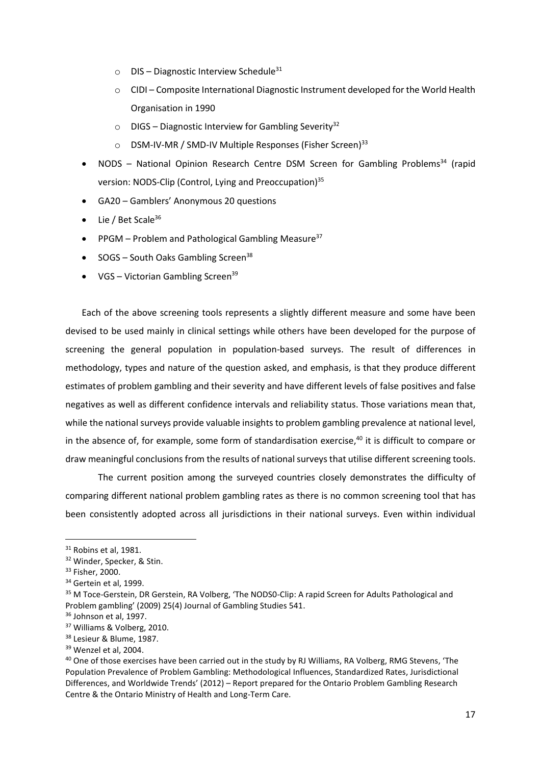- DIS – Diagnostic Interview Schedule[31]
    - CIDI – Composite International Diagnostic Instrument developed for the World Health Organisation in 1990
    - DIGS – Diagnostic Interview for Gambling Severity[32]
    - DSM-IV-MR / SMD-IV Multiple Responses (Fisher Screen)[33]
- NODS – National Opinion Research Centre DSM Screen for Gambling Problems[34] (rapid version: NODS-Clip (Control, Lying and Preoccupation)[35]
- GA20 – Gamblers' Anonymous 20 questions
- Lie / Bet Scale[36]
- PPGM – Problem and Pathological Gambling Measure[37]
- SOGS – South Oaks Gambling Screen[38]
- VGS – Victorian Gambling Screen[39]

Each of the above screening tools represents a slightly different measure and some have been devised to be used mainly in clinical settings while others have been developed for the purpose of screening the general population in population-based surveys. The result of differences in methodology, types and nature of the question asked, and emphasis, is that they produce different estimates of problem gambling and their severity and have different levels of false positives and false negatives as well as different confidence intervals and reliability status. Those variations mean that, while the national surveys provide valuable insights to problem gambling prevalence at national level, in the absence of, for example, some form of standardisation exercise,[40] it is difficult to compare or draw meaningful conclusions from the results of national surveys that utilise different screening tools.

The current position among the surveyed countries closely demonstrates the difficulty of comparing different national problem gambling rates as there is no common screening tool that has been consistently adopted across all jurisdictions in their national surveys. Even within individual

---

[31] Robins et al, 1981.

[32] Winder, Specker, & Stin.

[33] Fisher, 2000.

[34] Gertein et al, 1999.

[35] M Toce-Gerstein, DR Gerstein, RA Volberg, 'The NODS0-Clip: A rapid Screen for Adults Pathological and Problem gambling' (2009) 25(4) Journal of Gambling Studies 541.

[36] Johnson et al, 1997.

[37] Williams & Volberg, 2010.

[38] Lesieur & Blume, 1987.

[39] Wenzel et al, 2004.

[40] One of those exercises have been carried out in the study by RJ Williams, RA Volberg, RMG Stevens, 'The Population Prevalence of Problem Gambling: Methodological Influences, Standardized Rates, Jurisdictional Differences, and Worldwide Trends' (2012) – Report prepared for the Ontario Problem Gambling Research Centre & the Ontario Ministry of Health and Long-Term Care.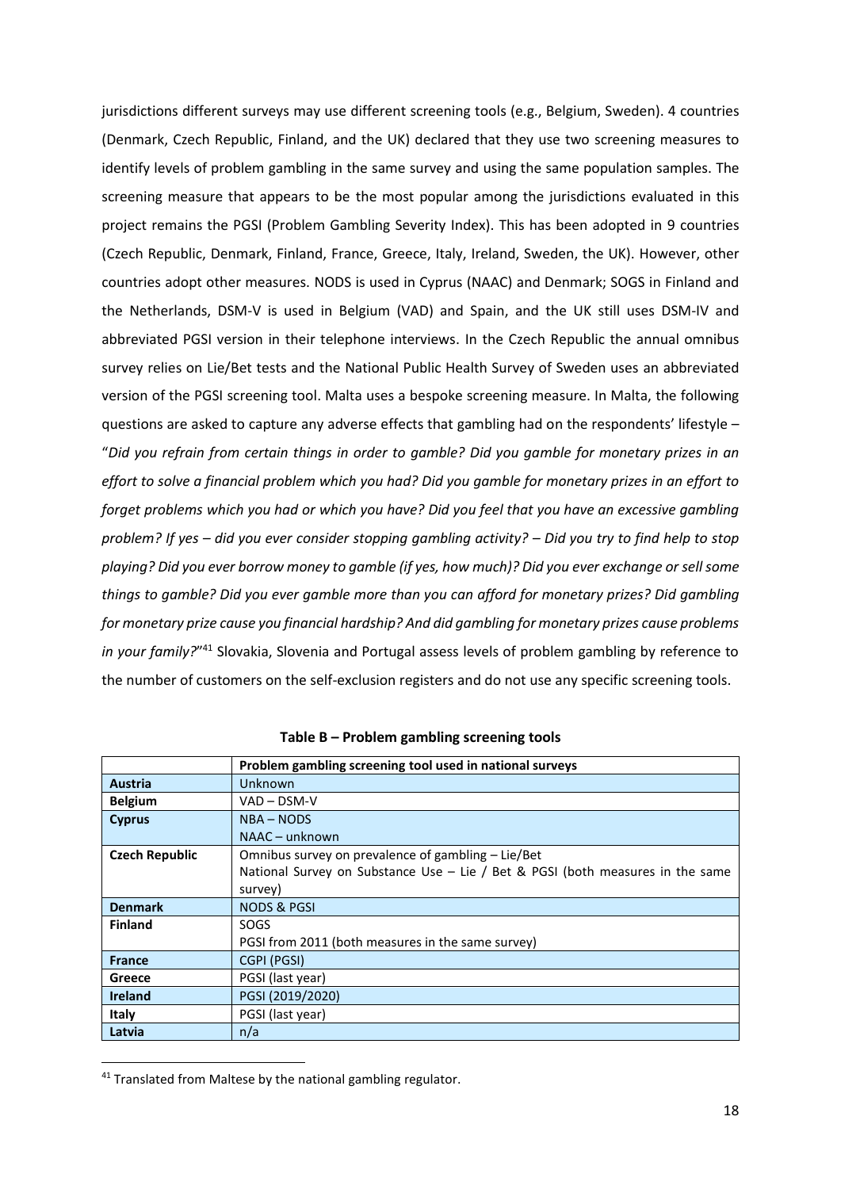jurisdictions different surveys may use different screening tools (e.g., Belgium, Sweden). 4 countries (Denmark, Czech Republic, Finland, and the UK) declared that they use two screening measures to identify levels of problem gambling in the same survey and using the same population samples. The screening measure that appears to be the most popular among the jurisdictions evaluated in this project remains the PGSI (Problem Gambling Severity Index). This has been adopted in 9 countries (Czech Republic, Denmark, Finland, France, Greece, Italy, Ireland, Sweden, the UK). However, other countries adopt other measures. NODS is used in Cyprus (NAAC) and Denmark; SOGS in Finland and the Netherlands, DSM-V is used in Belgium (VAD) and Spain, and the UK still uses DSM-IV and abbreviated PGSI version in their telephone interviews. In the Czech Republic the annual omnibus survey relies on Lie/Bet tests and the National Public Health Survey of Sweden uses an abbreviated version of the PGSI screening tool. Malta uses a bespoke screening measure. In Malta, the following questions are asked to capture any adverse effects that gambling had on the respondents' lifestyle – "*Did you refrain from certain things in order to gamble? Did you gamble for monetary prizes in an effort to solve a financial problem which you had? Did you gamble for monetary prizes in an effort to forget problems which you had or which you have? Did you feel that you have an excessive gambling problem? If yes – did you ever consider stopping gambling activity? – Did you try to find help to stop playing? Did you ever borrow money to gamble (if yes, how much)? Did you ever exchange or sell some things to gamble? Did you ever gamble more than you can afford for monetary prizes? Did gambling for monetary prize cause you financial hardship? And did gambling for monetary prizes cause problems in your family?*"[41] Slovakia, Slovenia and Portugal assess levels of problem gambling by reference to the number of customers on the self-exclusion registers and do not use any specific screening tools.

**Table B – Problem gambling screening tools**

| | Problem gambling screening tool used in national surveys |
|---|---|
| **Austria** | Unknown |
| **Belgium** | VAD – DSM-V |
| **Cyprus** | NBA – NODS<br>NAAC – unknown |
| **Czech Republic** | Omnibus survey on prevalence of gambling – Lie/Bet<br>National Survey on Substance Use – Lie / Bet & PGSI (both measures in the same survey) |
| **Denmark** | NODS & PGSI |
| **Finland** | SOGS<br>PGSI from 2011 (both measures in the same survey) |
| **France** | CGPI (PGSI) |
| **Greece** | PGSI (last year) |
| **Ireland** | PGSI (2019/2020) |
| **Italy** | PGSI (last year) |
| **Latvia** | n/a |

[41] Translated from Maltese by the national gambling regulator.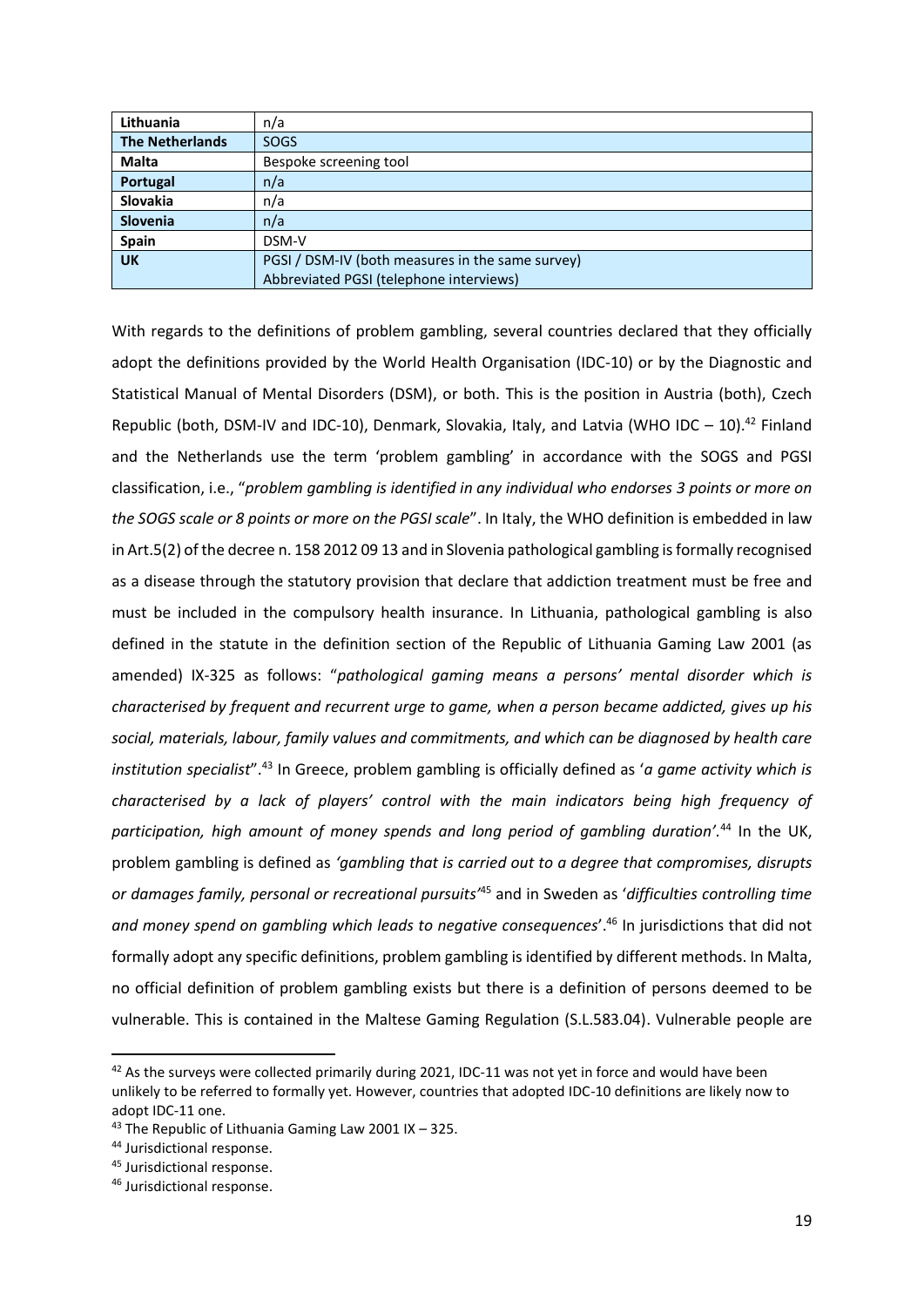| Lithuania | n/a |
|---|---|
| **The Netherlands** | SOGS |
| **Malta** | Bespoke screening tool |
| **Portugal** | n/a |
| **Slovakia** | n/a |
| **Slovenia** | n/a |
| **Spain** | DSM-V |
| **UK** | PGSI / DSM-IV (both measures in the same survey)<br>Abbreviated PGSI (telephone interviews) |

With regards to the definitions of problem gambling, several countries declared that they officially adopt the definitions provided by the World Health Organisation (IDC-10) or by the Diagnostic and Statistical Manual of Mental Disorders (DSM), or both. This is the position in Austria (both), Czech Republic (both, DSM-IV and IDC-10), Denmark, Slovakia, Italy, and Latvia (WHO IDC – 10).[42] Finland and the Netherlands use the term 'problem gambling' in accordance with the SOGS and PGSI classification, i.e., "*problem gambling is identified in any individual who endorses 3 points or more on the SOGS scale or 8 points or more on the PGSI scale*". In Italy, the WHO definition is embedded in law in Art.5(2) of the decree n. 158 2012 09 13 and in Slovenia pathological gambling is formally recognised as a disease through the statutory provision that declare that addiction treatment must be free and must be included in the compulsory health insurance. In Lithuania, pathological gambling is also defined in the statute in the definition section of the Republic of Lithuania Gaming Law 2001 (as amended) IX-325 as follows: "*pathological gaming means a persons' mental disorder which is characterised by frequent and recurrent urge to game, when a person became addicted, gives up his social, materials, labour, family values and commitments, and which can be diagnosed by health care institution specialist*".[43] In Greece, problem gambling is officially defined as '*a game activity which is characterised by a lack of players' control with the main indicators being high frequency of participation, high amount of money spends and long period of gambling duration'*.[44] In the UK, problem gambling is defined as *'gambling that is carried out to a degree that compromises, disrupts or damages family, personal or recreational pursuits'*[45] and in Sweden as '*difficulties controlling time and money spend on gambling which leads to negative consequences*'.[46] In jurisdictions that did not formally adopt any specific definitions, problem gambling is identified by different methods. In Malta, no official definition of problem gambling exists but there is a definition of persons deemed to be vulnerable. This is contained in the Maltese Gaming Regulation (S.L.583.04). Vulnerable people are

---

[42] As the surveys were collected primarily during 2021, IDC-11 was not yet in force and would have been unlikely to be referred to formally yet. However, countries that adopted IDC-10 definitions are likely now to adopt IDC-11 one.

[43] The Republic of Lithuania Gaming Law 2001 IX – 325.

[44] Jurisdictional response.

[45] Jurisdictional response.

[46] Jurisdictional response.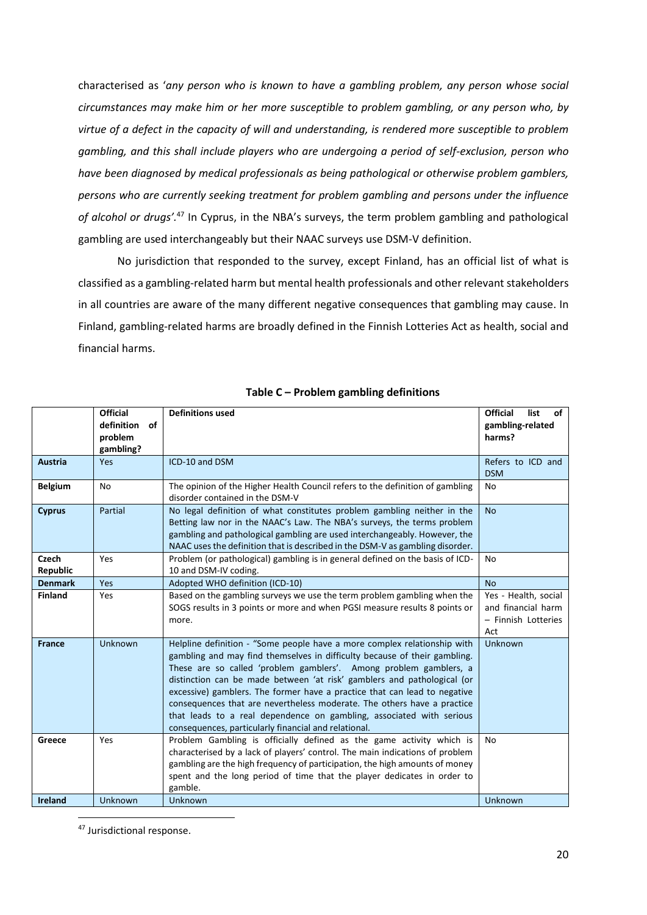characterised as '*any person who is known to have a gambling problem, any person whose social circumstances may make him or her more susceptible to problem gambling, or any person who, by virtue of a defect in the capacity of will and understanding, is rendered more susceptible to problem gambling, and this shall include players who are undergoing a period of self-exclusion, person who have been diagnosed by medical professionals as being pathological or otherwise problem gamblers, persons who are currently seeking treatment for problem gambling and persons under the influence of alcohol or drugs*'.[47] In Cyprus, in the NBA's surveys, the term problem gambling and pathological gambling are used interchangeably but their NAAC surveys use DSM-V definition.

No jurisdiction that responded to the survey, except Finland, has an official list of what is classified as a gambling-related harm but mental health professionals and other relevant stakeholders in all countries are aware of the many different negative consequences that gambling may cause. In Finland, gambling-related harms are broadly defined in the Finnish Lotteries Act as health, social and financial harms.

**Table C – Problem gambling definitions**

| | Official definition of problem gambling? | Definitions used | Official list of gambling-related harms? |
|---|---|---|---|
| **Austria** | Yes | ICD-10 and DSM | Refers to ICD and DSM |
| **Belgium** | No | The opinion of the Higher Health Council refers to the definition of gambling disorder contained in the DSM-V | No |
| **Cyprus** | Partial | No legal definition of what constitutes problem gambling neither in the Betting law nor in the NAAC's Law. The NBA's surveys, the terms problem gambling and pathological gambling are used interchangeably. However, the NAAC uses the definition that is described in the DSM-V as gambling disorder. | No |
| **Czech Republic** | Yes | Problem (or pathological) gambling is in general defined on the basis of ICD-10 and DSM-IV coding. | No |
| **Denmark** | Yes | Adopted WHO definition (ICD-10) | No |
| **Finland** | Yes | Based on the gambling surveys we use the term problem gambling when the SOGS results in 3 points or more and when PGSI measure results 8 points or more. | Yes - Health, social and financial harm – Finnish Lotteries Act |
| **France** | Unknown | Helpline definition - "Some people have a more complex relationship with gambling and may find themselves in difficulty because of their gambling. These are so called 'problem gamblers'. Among problem gamblers, a distinction can be made between 'at risk' gamblers and pathological (or excessive) gamblers. The former have a practice that can lead to negative consequences that are nevertheless moderate. The others have a practice that leads to a real dependence on gambling, associated with serious consequences, particularly financial and relational. | Unknown |
| **Greece** | Yes | Problem Gambling is officially defined as the game activity which is characterised by a lack of players' control. The main indications of problem gambling are the high frequency of participation, the high amounts of money spent and the long period of time that the player dedicates in order to gamble. | No |
| **Ireland** | Unknown | Unknown | Unknown |

[47] Jurisdictional response.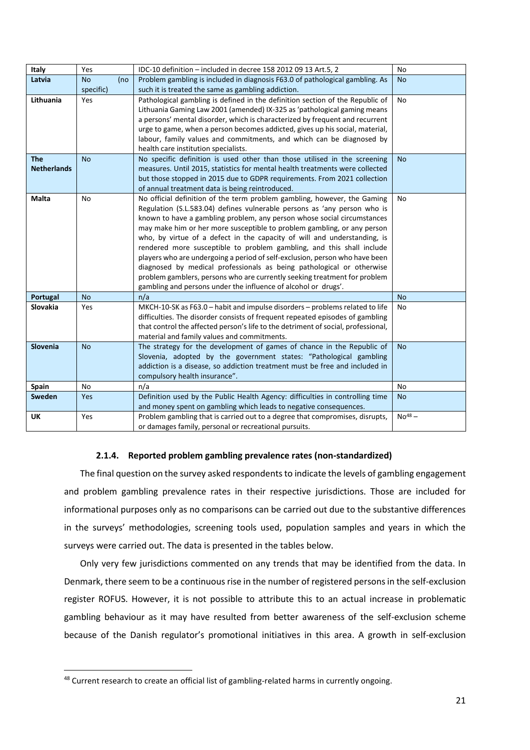| Italy | Yes | IDC-10 definition – included in decree 158 2012 09 13 Art.5, 2 | No |
|---|---|---|---|
| Latvia | No (no specific) | Problem gambling is included in diagnosis F63.0 of pathological gambling. As such it is treated the same as gambling addiction. | No |
| Lithuania | Yes | Pathological gambling is defined in the definition section of the Republic of Lithuania Gaming Law 2001 (amended) IX-325 as 'pathological gaming means a persons' mental disorder, which is characterized by frequent and recurrent urge to game, when a person becomes addicted, gives up his social, material, labour, family values and commitments, and which can be diagnosed by health care institution specialists. | No |
| The Netherlands | No | No specific definition is used other than those utilised in the screening measures. Until 2015, statistics for mental health treatments were collected but those stopped in 2015 due to GDPR requirements. From 2021 collection of annual treatment data is being reintroduced. | No |
| Malta | No | No official definition of the term problem gambling, however, the Gaming Regulation (S.L.583.04) defines vulnerable persons as 'any person who is known to have a gambling problem, any person whose social circumstances may make him or her more susceptible to problem gambling, or any person who, by virtue of a defect in the capacity of will and understanding, is rendered more susceptible to problem gambling, and this shall include players who are undergoing a period of self-exclusion, person who have been diagnosed by medical professionals as being pathological or otherwise problem gamblers, persons who are currently seeking treatment for problem gambling and persons under the influence of alcohol or drugs'. | No |
| Portugal | No | n/a | No |
| Slovakia | Yes | MKCH-10-SK as F63.0 – habit and impulse disorders – problems related to life difficulties. The disorder consists of frequent repeated episodes of gambling that control the affected person's life to the detriment of social, professional, material and family values and commitments. | No |
| Slovenia | No | The strategy for the development of games of chance in the Republic of Slovenia, adopted by the government states: "Pathological gambling addiction is a disease, so addiction treatment must be free and included in compulsory health insurance". | No |
| Spain | No | n/a | No |
| Sweden | Yes | Definition used by the Public Health Agency: difficulties in controlling time and money spent on gambling which leads to negative consequences. | No |
| UK | Yes | Problem gambling that is carried out to a degree that compromises, disrupts, or damages family, personal or recreational pursuits. | No[48] – |

#### 2.1.4. Reported problem gambling prevalence rates (non-standardized)

The final question on the survey asked respondents to indicate the levels of gambling engagement and problem gambling prevalence rates in their respective jurisdictions. Those are included for informational purposes only as no comparisons can be carried out due to the substantive differences in the surveys' methodologies, screening tools used, population samples and years in which the surveys were carried out. The data is presented in the tables below.

Only very few jurisdictions commented on any trends that may be identified from the data. In Denmark, there seem to be a continuous rise in the number of registered persons in the self-exclusion register ROFUS. However, it is not possible to attribute this to an actual increase in problematic gambling behaviour as it may have resulted from better awareness of the self-exclusion scheme because of the Danish regulator's promotional initiatives in this area. A growth in self-exclusion

[48] Current research to create an official list of gambling-related harms in currently ongoing.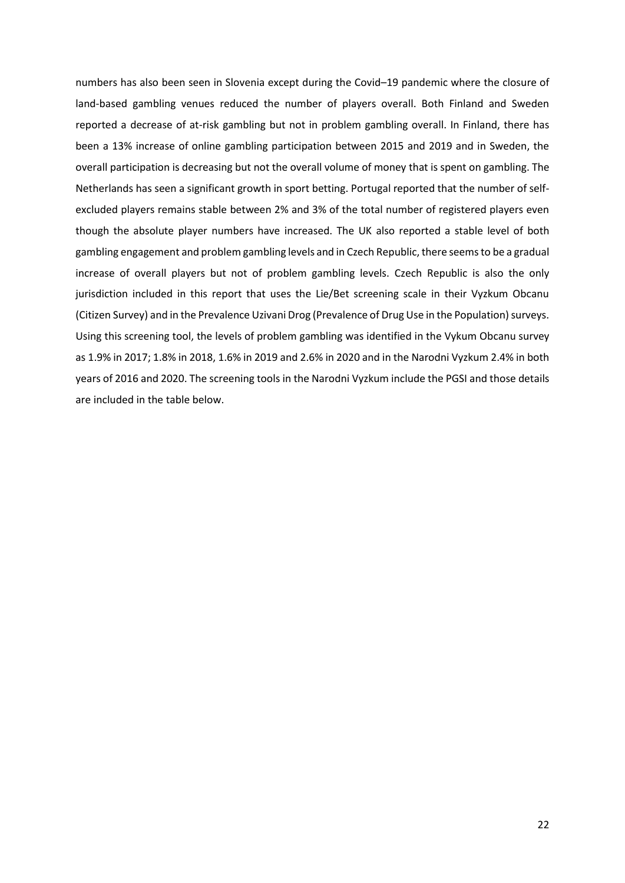numbers has also been seen in Slovenia except during the Covid–19 pandemic where the closure of land-based gambling venues reduced the number of players overall. Both Finland and Sweden reported a decrease of at-risk gambling but not in problem gambling overall. In Finland, there has been a 13% increase of online gambling participation between 2015 and 2019 and in Sweden, the overall participation is decreasing but not the overall volume of money that is spent on gambling. The Netherlands has seen a significant growth in sport betting. Portugal reported that the number of self-excluded players remains stable between 2% and 3% of the total number of registered players even though the absolute player numbers have increased. The UK also reported a stable level of both gambling engagement and problem gambling levels and in Czech Republic, there seems to be a gradual increase of overall players but not of problem gambling levels. Czech Republic is also the only jurisdiction included in this report that uses the Lie/Bet screening scale in their Vyzkum Obcanu (Citizen Survey) and in the Prevalence Uzivani Drog (Prevalence of Drug Use in the Population) surveys. Using this screening tool, the levels of problem gambling was identified in the Vykum Obcanu survey as 1.9% in 2017; 1.8% in 2018, 1.6% in 2019 and 2.6% in 2020 and in the Narodni Vyzkum 2.4% in both years of 2016 and 2020. The screening tools in the Narodni Vyzkum include the PGSI and those details are included in the table below.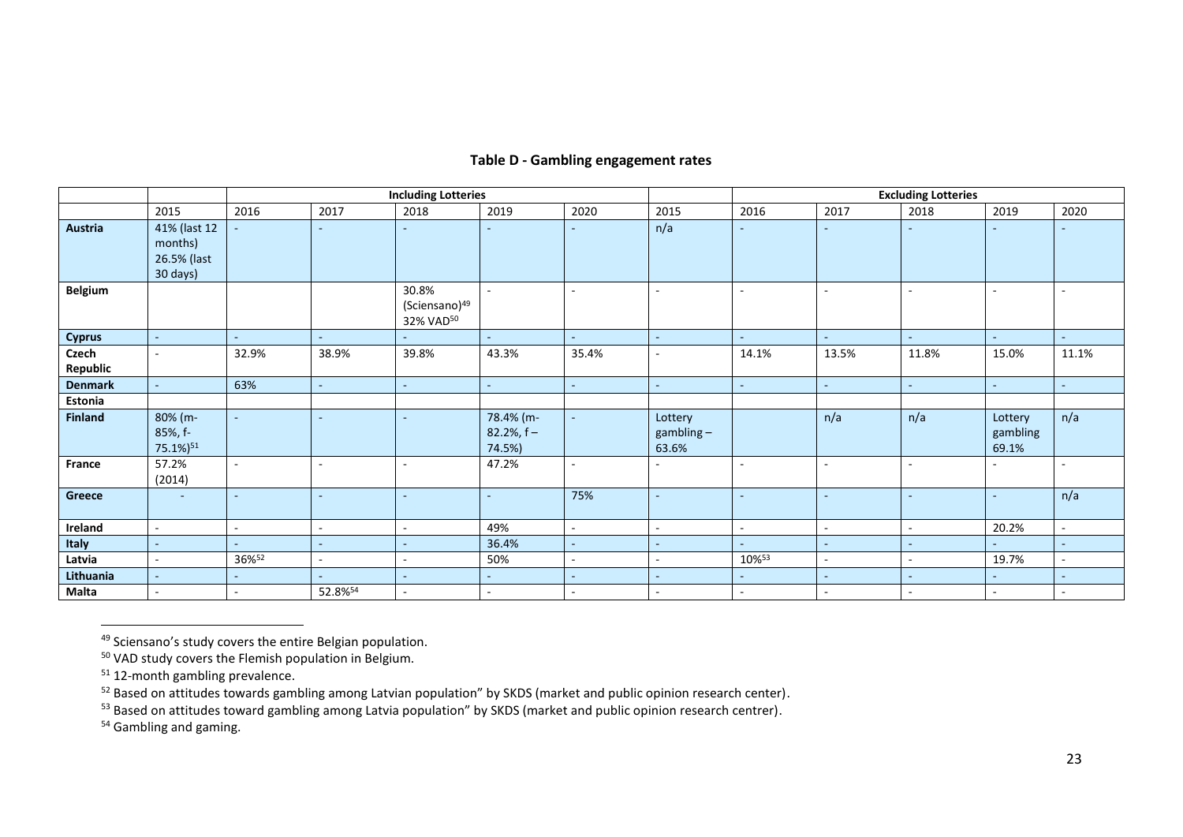**Table D - Gambling engagement rates**

| | Including Lotteries | | | | | | Excluding Lotteries | | | | | |
|---|---|---|---|---|---|---|---|---|---|---|---|---|
| | 2015 | 2016 | 2017 | 2018 | 2019 | 2020 | 2015 | 2016 | 2017 | 2018 | 2019 | 2020 |
| **Austria** | 41% (last 12 months) 26.5% (last 30 days) | - | - | - | - | - | n/a | - | - | - | - | - |
| **Belgium** | | | | 30.8% (Sciensano)[49] 32% VAD[50] | - | - | - | - | - | - | - | - |
| **Cyprus** | - | - | - | - | - | - | - | - | - | - | - | - |
| **Czech Republic** | - | 32.9% | 38.9% | 39.8% | 43.3% | 35.4% | - | 14.1% | 13.5% | 11.8% | 15.0% | 11.1% |
| **Denmark** | - | 63% | - | - | - | - | - | - | - | - | - | - |
| **Estonia** | | | | | | | | | | | | |
| **Finland** | 80% (m-85%, f-75.1%)[51] | - | - | - | 78.4% (m-82.2%, f – 74.5%) | - | Lottery gambling – 63.6% | | n/a | n/a | Lottery gambling 69.1% | n/a |
| **France** | 57.2% (2014) | - | - | - | 47.2% | - | - | - | - | - | - | - |
| **Greece** | - | - | - | - | - | 75% | - | - | - | - | - | n/a |
| **Ireland** | - | - | - | - | 49% | - | - | - | - | - | 20.2% | - |
| **Italy** | - | - | - | - | 36.4% | - | - | - | - | - | - | - |
| **Latvia** | - | 36%[52] | - | - | 50% | - | - | 10%[53] | - | - | 19.7% | - |
| **Lithuania** | - | - | - | - | - | - | - | - | - | - | - | - |
| **Malta** | - | - | 52.8%[54] | - | - | - | - | - | - | - | - | - |

[49] Sciensano's study covers the entire Belgian population.

[50] VAD study covers the Flemish population in Belgium.

[51] 12-month gambling prevalence.

[52] Based on attitudes towards gambling among Latvian population" by SKDS (market and public opinion research center).

[53] Based on attitudes toward gambling among Latvia population" by SKDS (market and public opinion research centrer).

[54] Gambling and gaming.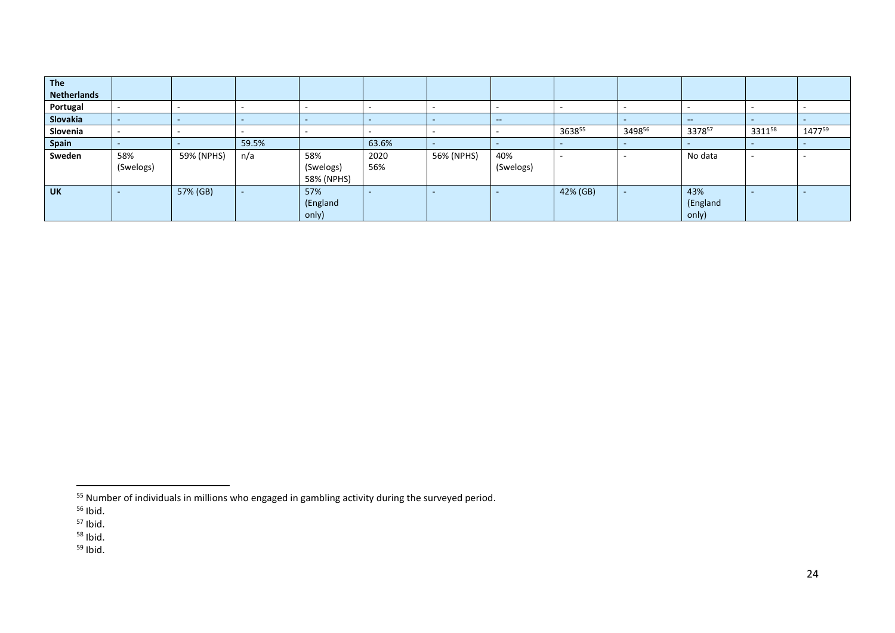| The Netherlands | | | | | | | | | | | | |
|---|---|---|---|---|---|---|---|---|---|---|---|---|
| Portugal | - | - | - | - | - | - | - | - | - | - | - | - |
| Slovakia | - | - | - | - | - | - | -- | | - | -- | - | - |
| Slovenia | - | - | - | - | - | - | - | 3638[55] | 3498[56] | 3378[57] | 3311[58] | 1477[59] |
| Spain | - | - | 59.5% | | 63.6% | - | - | - | - | - | - | - |
| Sweden | 58% (Swelogs) | 59% (NPHS) | n/a | 58% (Swelogs) 58% (NPHS) | 2020 56% | 56% (NPHS) | 40% (Swelogs) | - | - | No data | - | - |
| UK | - | 57% (GB) | - | 57% (England only) | - | - | - | 42% (GB) | - | 43% (England only) | - | - |

[55] Number of individuals in millions who engaged in gambling activity during the surveyed period.

[56] Ibid.

[57] Ibid.

[58] Ibid.

[59] Ibid.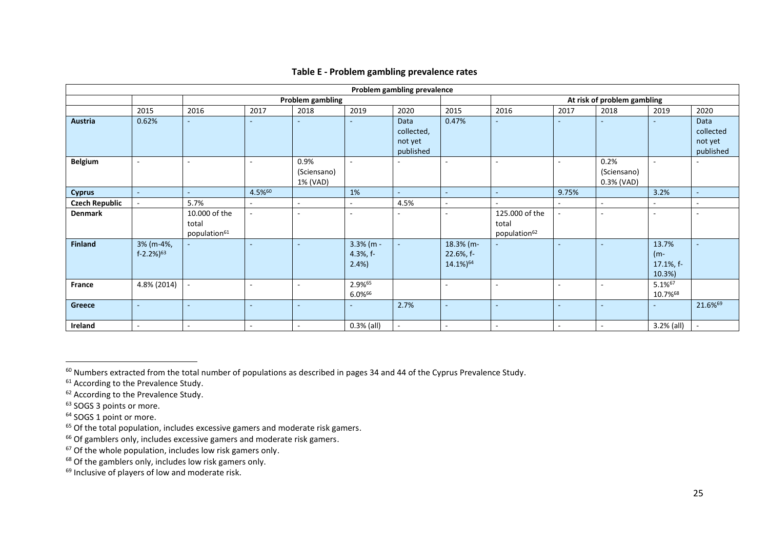**Table E - Problem gambling prevalence rates**

| Problem gambling prevalence | | | | | | | | | | | | |
|---|---|---|---|---|---|---|---|---|---|---|---|---|
| | | Problem gambling | | | | | | At risk of problem gambling | | | | |
| | 2015 | 2016 | 2017 | 2018 | 2019 | 2020 | 2015 | 2016 | 2017 | 2018 | 2019 | 2020 |
| **Austria** | 0.62% | - | - | - | - | Data collected, not yet published | 0.47% | - | - | - | - | Data collected not yet published |
| **Belgium** | - | - | - | 0.9% (Sciensano) 1% (VAD) | - | - | - | - | - | 0.2% (Sciensano) 0.3% (VAD) | - | - |
| **Cyprus** | - | - | 4.5%[60] | | 1% | - | - | - | 9.75% | | 3.2% | - |
| **Czech Republic** | - | 5.7% | - | - | - | 4.5% | - | - | - | - | - | - |
| **Denmark** | | 10.000 of the total population[61] | - | - | - | - | - | 125.000 of the total population[62] | - | - | - | - |
| **Finland** | 3% (m-4%, f-2.2%)[63] | - | - | - | 3.3% (m - 4.3%, f- 2.4%) | - | 18.3% (m- 22.6%, f- 14.1%)[64] | - | - | - | 13.7% (m- 17.1%, f- 10.3%) | - |
| **France** | 4.8% (2014) | - | - | - | 2.9%[65] 6.0%[66] | | - | - | - | - | 5.1%[67] 10.7%[68] | |
| **Greece** | - | - | - | - | - | 2.7% | - | - | - | - | - | 21.6%[69] |
| **Ireland** | - | - | - | - | 0.3% (all) | - | - | - | - | - | 3.2% (all) | - |

[60] Numbers extracted from the total number of populations as described in pages 34 and 44 of the Cyprus Prevalence Study.
[61] According to the Prevalence Study.
[62] According to the Prevalence Study.
[63] SOGS 3 points or more.
[64] SOGS 1 point or more.
[65] Of the total population, includes excessive gamers and moderate risk gamers.
[66] Of gamblers only, includes excessive gamers and moderate risk gamers.
[67] Of the whole population, includes low risk gamers only.
[68] Of the gamblers only, includes low risk gamers only.
[69] Inclusive of players of low and moderate risk.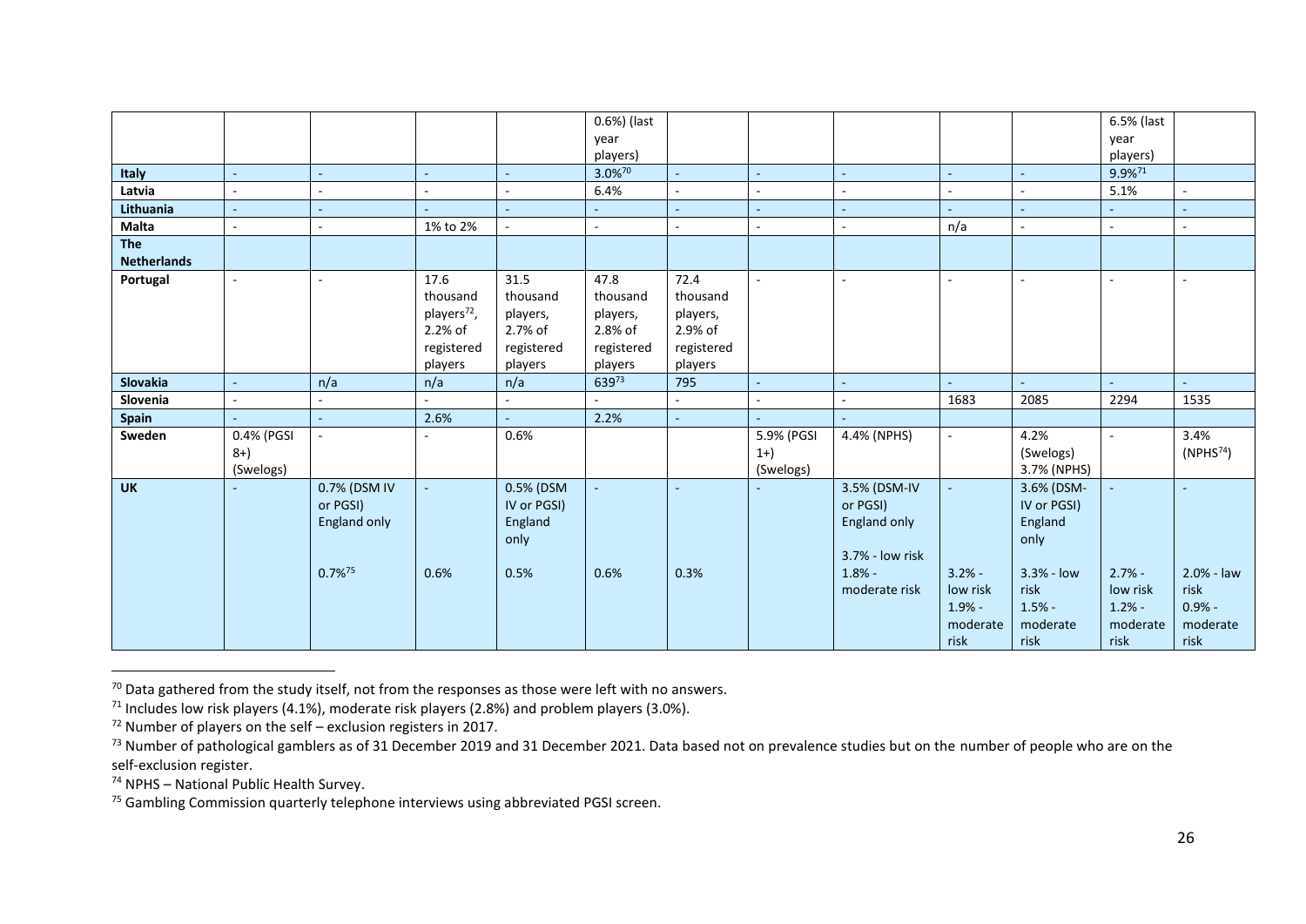| | | | | | | | | | | | | |
|---|---|---|---|---|---|---|---|---|---|---|---|---|
| | | | | | 0.6%) (last year players) | | | | | | 6.5% (last year players) | |
| **Italy** | - | - | - | - | 3.0%[70] | - | - | - | - | - | 9.9%[71] | |
| **Latvia** | - | - | - | - | 6.4% | - | - | - | - | - | 5.1% | - |
| **Lithuania** | - | - | - | - | - | - | - | - | - | - | - | - |
| **Malta** | - | - | 1% to 2% | - | - | - | - | - | n/a | - | - | - |
| **The Netherlands** | | | | | | | | | | | | |
| **Portugal** | - | - | 17.6 thousand players[72], 2.2% of registered players | 31.5 thousand players, 2.7% of registered players | 47.8 thousand players, 2.8% of registered players | 72.4 thousand players, 2.9% of registered players | - | - | - | - | - | - |
| **Slovakia** | - | n/a | n/a | n/a | 639[73] | 795 | - | - | - | - | - | - |
| **Slovenia** | - | - | - | - | - | - | - | - | 1683 | 2085 | 2294 | 1535 |
| **Spain** | - | - | 2.6% | - | 2.2% | - | - | - | | | | |
| **Sweden** | 0.4% (PGSI 8+) (Swelogs) | - | - | 0.6% | | | 5.9% (PGSI 1+) (Swelogs) | 4.4% (NPHS) | - | 4.2% (Swelogs) 3.7% (NPHS) | - | 3.4% (NPHS[74]) |
| **UK** | - | 0.7% (DSM IV or PGSI) England only<br><br>0.7%[75] | -<br><br>0.6% | 0.5% (DSM IV or PGSI) England only<br><br>0.5% | -<br><br>0.6% | -<br><br>0.3% | - | 3.5% (DSM-IV or PGSI) England only<br><br>3.7% - low risk<br>1.8% - moderate risk | -<br><br>3.2% - low risk<br>1.9% - moderate risk | 3.6% (DSM-IV or PGSI) England only<br><br>3.3% - low risk<br>1.5% - moderate risk | -<br><br>2.7% - low risk<br>1.2% - moderate risk | -<br><br>2.0% - law risk<br>0.9% - moderate risk |

[70] Data gathered from the study itself, not from the responses as those were left with no answers.

[71] Includes low risk players (4.1%), moderate risk players (2.8%) and problem players (3.0%).

[72] Number of players on the self – exclusion registers in 2017.

[73] Number of pathological gamblers as of 31 December 2019 and 31 December 2021. Data based not on prevalence studies but on the number of people who are on the self-exclusion register.

[74] NPHS – National Public Health Survey.

[75] Gambling Commission quarterly telephone interviews using abbreviated PGSI screen.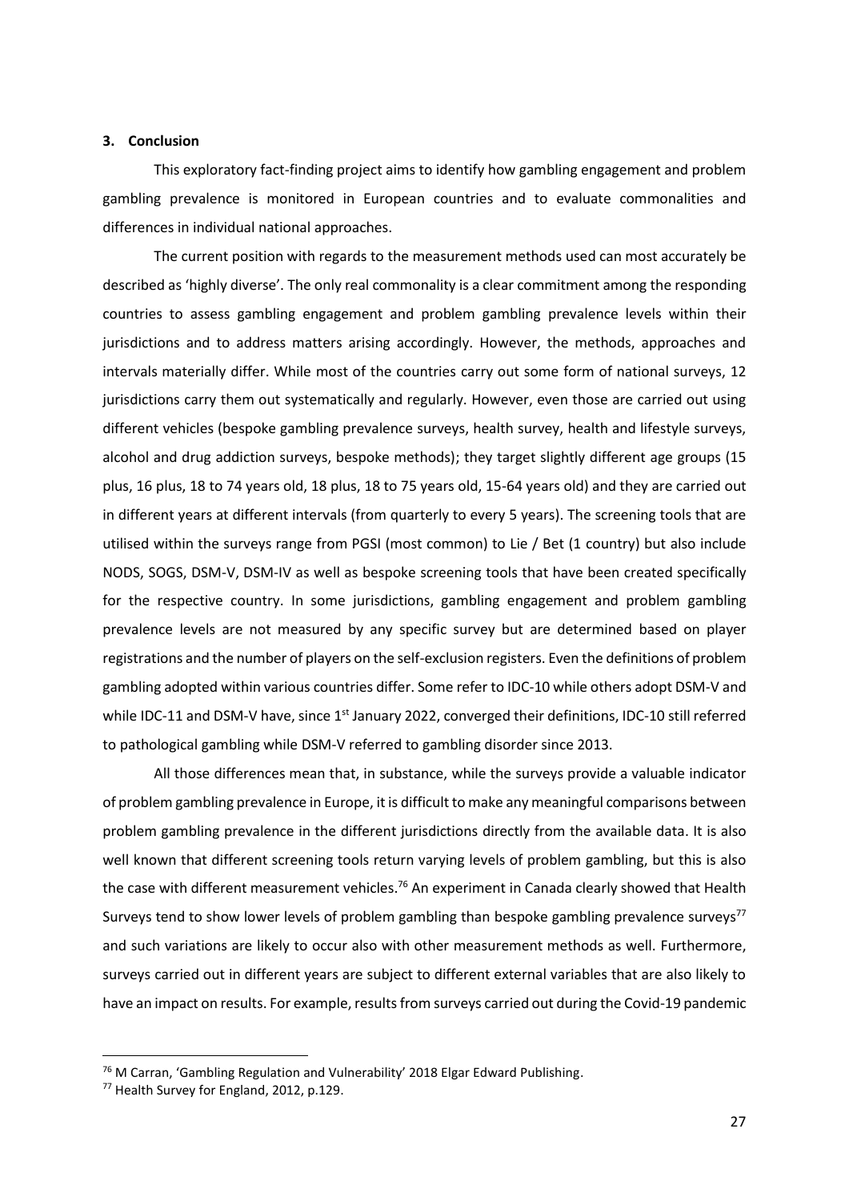### 3. Conclusion

This exploratory fact-finding project aims to identify how gambling engagement and problem gambling prevalence is monitored in European countries and to evaluate commonalities and differences in individual national approaches.

The current position with regards to the measurement methods used can most accurately be described as 'highly diverse'. The only real commonality is a clear commitment among the responding countries to assess gambling engagement and problem gambling prevalence levels within their jurisdictions and to address matters arising accordingly. However, the methods, approaches and intervals materially differ. While most of the countries carry out some form of national surveys, 12 jurisdictions carry them out systematically and regularly. However, even those are carried out using different vehicles (bespoke gambling prevalence surveys, health survey, health and lifestyle surveys, alcohol and drug addiction surveys, bespoke methods); they target slightly different age groups (15 plus, 16 plus, 18 to 74 years old, 18 plus, 18 to 75 years old, 15-64 years old) and they are carried out in different years at different intervals (from quarterly to every 5 years). The screening tools that are utilised within the surveys range from PGSI (most common) to Lie / Bet (1 country) but also include NODS, SOGS, DSM-V, DSM-IV as well as bespoke screening tools that have been created specifically for the respective country. In some jurisdictions, gambling engagement and problem gambling prevalence levels are not measured by any specific survey but are determined based on player registrations and the number of players on the self-exclusion registers. Even the definitions of problem gambling adopted within various countries differ. Some refer to IDC-10 while others adopt DSM-V and while IDC-11 and DSM-V have, since 1st January 2022, converged their definitions, IDC-10 still referred to pathological gambling while DSM-V referred to gambling disorder since 2013.

All those differences mean that, in substance, while the surveys provide a valuable indicator of problem gambling prevalence in Europe, it is difficult to make any meaningful comparisons between problem gambling prevalence in the different jurisdictions directly from the available data. It is also well known that different screening tools return varying levels of problem gambling, but this is also the case with different measurement vehicles.[76] An experiment in Canada clearly showed that Health Surveys tend to show lower levels of problem gambling than bespoke gambling prevalence surveys[77] and such variations are likely to occur also with other measurement methods as well. Furthermore, surveys carried out in different years are subject to different external variables that are also likely to have an impact on results. For example, results from surveys carried out during the Covid-19 pandemic

---

[76] M Carran, 'Gambling Regulation and Vulnerability' 2018 Elgar Edward Publishing.

[77] Health Survey for England, 2012, p.129.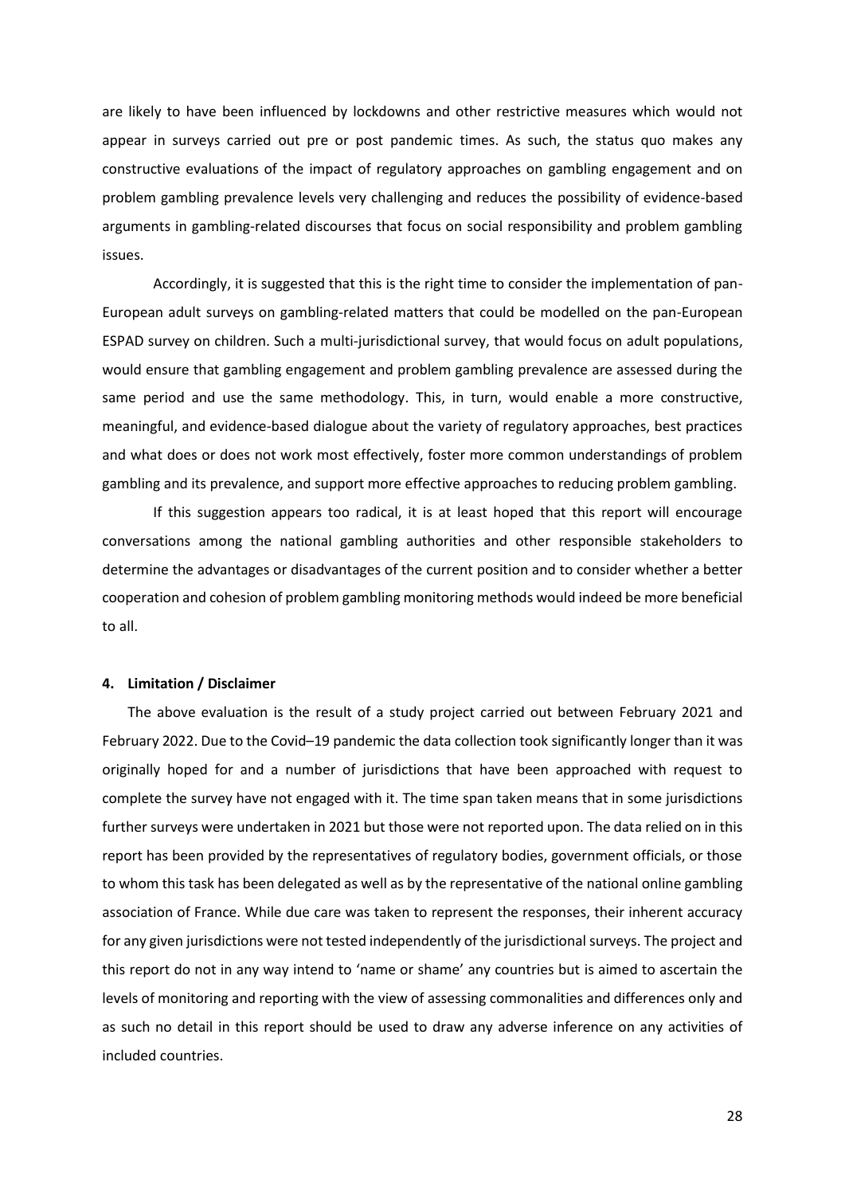are likely to have been influenced by lockdowns and other restrictive measures which would not appear in surveys carried out pre or post pandemic times. As such, the status quo makes any constructive evaluations of the impact of regulatory approaches on gambling engagement and on problem gambling prevalence levels very challenging and reduces the possibility of evidence-based arguments in gambling-related discourses that focus on social responsibility and problem gambling issues.

Accordingly, it is suggested that this is the right time to consider the implementation of pan-European adult surveys on gambling-related matters that could be modelled on the pan-European ESPAD survey on children. Such a multi-jurisdictional survey, that would focus on adult populations, would ensure that gambling engagement and problem gambling prevalence are assessed during the same period and use the same methodology. This, in turn, would enable a more constructive, meaningful, and evidence-based dialogue about the variety of regulatory approaches, best practices and what does or does not work most effectively, foster more common understandings of problem gambling and its prevalence, and support more effective approaches to reducing problem gambling.

If this suggestion appears too radical, it is at least hoped that this report will encourage conversations among the national gambling authorities and other responsible stakeholders to determine the advantages or disadvantages of the current position and to consider whether a better cooperation and cohesion of problem gambling monitoring methods would indeed be more beneficial to all.

## 4. Limitation / Disclaimer

The above evaluation is the result of a study project carried out between February 2021 and February 2022. Due to the Covid–19 pandemic the data collection took significantly longer than it was originally hoped for and a number of jurisdictions that have been approached with request to complete the survey have not engaged with it. The time span taken means that in some jurisdictions further surveys were undertaken in 2021 but those were not reported upon. The data relied on in this report has been provided by the representatives of regulatory bodies, government officials, or those to whom this task has been delegated as well as by the representative of the national online gambling association of France. While due care was taken to represent the responses, their inherent accuracy for any given jurisdictions were not tested independently of the jurisdictional surveys. The project and this report do not in any way intend to 'name or shame' any countries but is aimed to ascertain the levels of monitoring and reporting with the view of assessing commonalities and differences only and as such no detail in this report should be used to draw any adverse inference on any activities of included countries.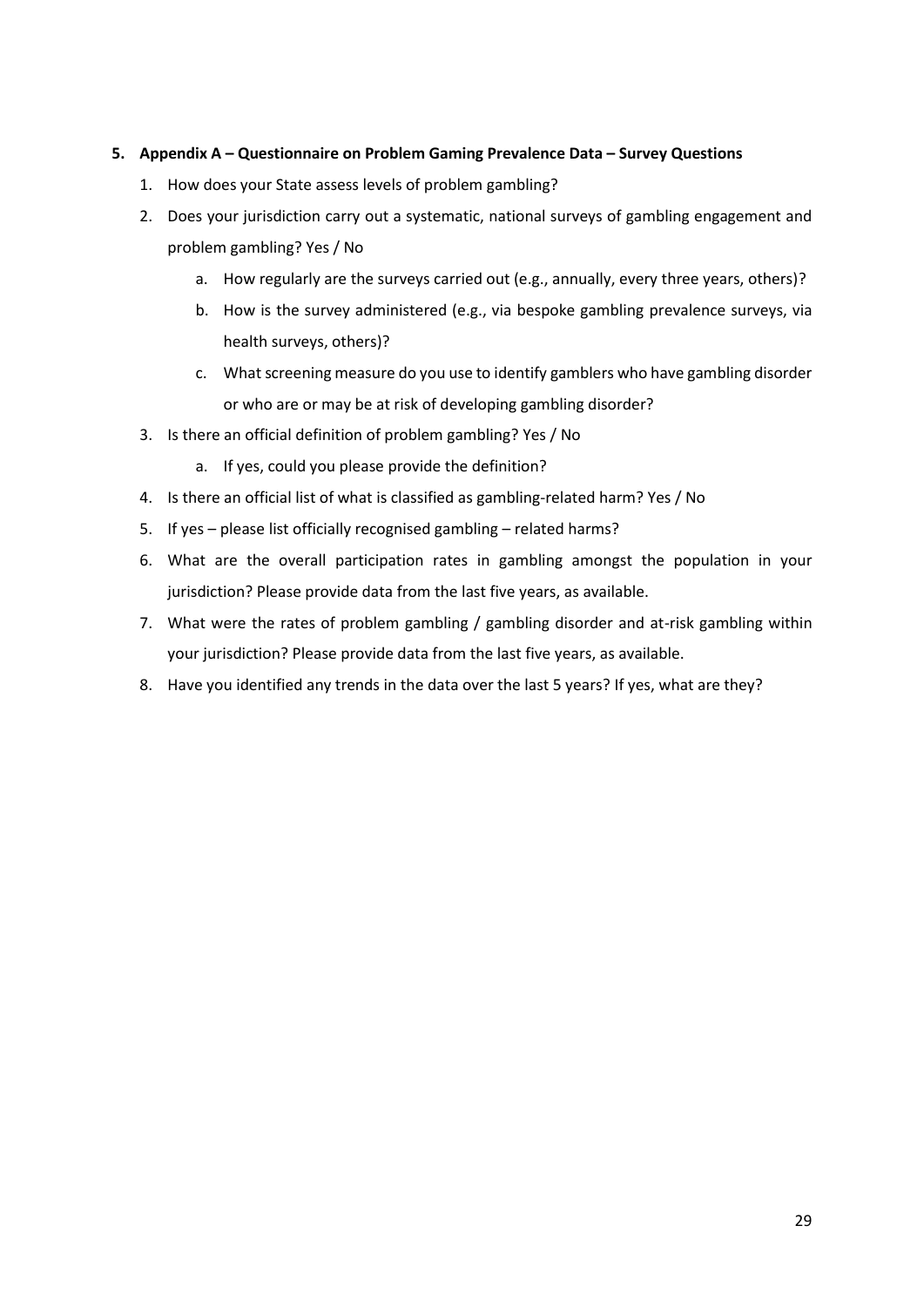## 5. Appendix A – Questionnaire on Problem Gaming Prevalence Data – Survey Questions

1. How does your State assess levels of problem gambling?
2. Does your jurisdiction carry out a systematic, national surveys of gambling engagement and problem gambling? Yes / No
    a. How regularly are the surveys carried out (e.g., annually, every three years, others)?
    b. How is the survey administered (e.g., via bespoke gambling prevalence surveys, via health surveys, others)?
    c. What screening measure do you use to identify gamblers who have gambling disorder or who are or may be at risk of developing gambling disorder?
3. Is there an official definition of problem gambling? Yes / No
    a. If yes, could you please provide the definition?
4. Is there an official list of what is classified as gambling-related harm? Yes / No
5. If yes – please list officially recognised gambling – related harms?
6. What are the overall participation rates in gambling amongst the population in your jurisdiction? Please provide data from the last five years, as available.
7. What were the rates of problem gambling / gambling disorder and at-risk gambling within your jurisdiction? Please provide data from the last five years, as available.
8. Have you identified any trends in the data over the last 5 years? If yes, what are they?